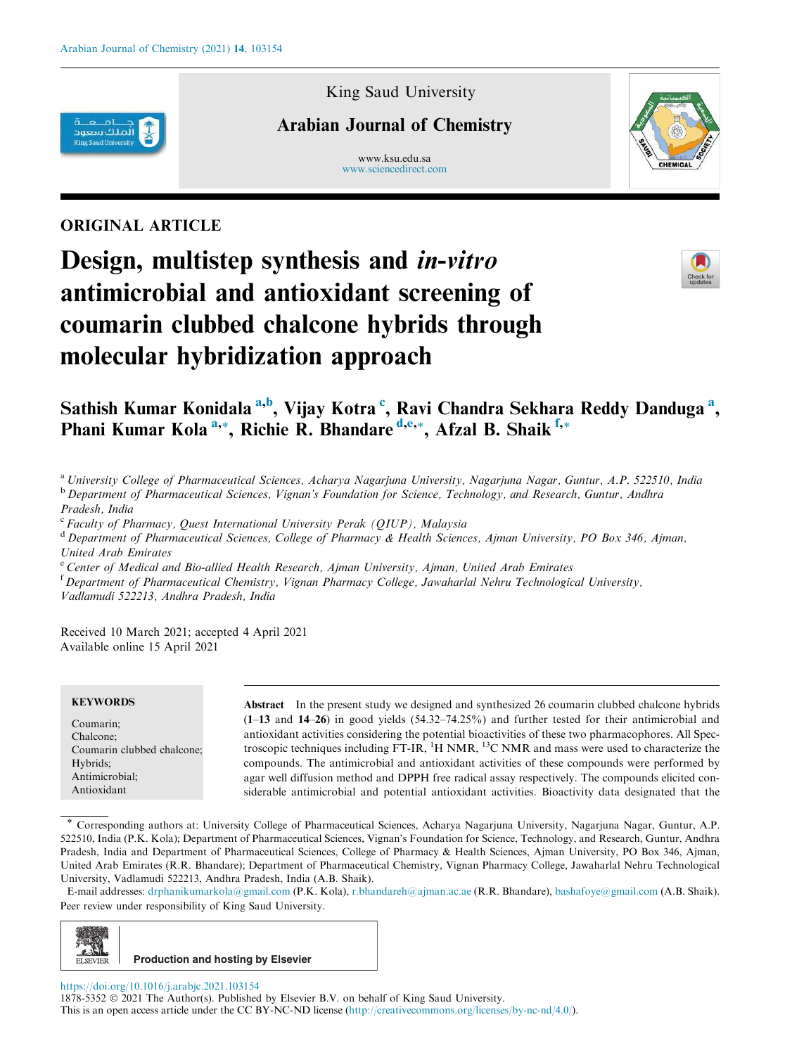ORIGINAL ARTICLE

# Design, multistep synthesis and *in-vitro* antimicrobial and antioxidant screening of coumarin clubbed chalcone hybrids through molecular hybridization approach

**Sathish Kumar Konidala** [a,b], **Vijay Kotra** [c], **Ravi Chandra Sekhara Reddy Danduga** [a], **Phani Kumar Kola** [a,*], **Richie R. Bhandare** [d,e,*], **Afzal B. Shaik** [f,*]

[a] *University College of Pharmaceutical Sciences, Acharya Nagarjuna University, Nagarjuna Nagar, Guntur, A.P. 522510, India*
[b] *Department of Pharmaceutical Sciences, Vignan's Foundation for Science, Technology, and Research, Guntur, Andhra Pradesh, India*
[c] *Faculty of Pharmacy, Quest International University Perak (QIUP), Malaysia*
[d] *Department of Pharmaceutical Sciences, College of Pharmacy & Health Sciences, Ajman University, PO Box 346, Ajman, United Arab Emirates*
[e] *Center of Medical and Bio-allied Health Research, Ajman University, Ajman, United Arab Emirates*
[f] *Department of Pharmaceutical Chemistry, Vignan Pharmacy College, Jawaharlal Nehru Technological University, Vadlamudi 522213, Andhra Pradesh, India*

Received 10 March 2021; accepted 4 April 2021
Available online 15 April 2021

**KEYWORDS**

Coumarin;
Chalcone;
Coumarin clubbed chalcone;
Hybrids;
Antimicrobial;
Antioxidant

**Abstract** In the present study we designed and synthesized 26 coumarin clubbed chalcone hybrids (**1**–**13** and **14**–**26**) in good yields (54.32–74.25%) and further tested for their antimicrobial and antioxidant activities considering the potential bioactivities of these two pharmacophores. All Spectroscopic techniques including FT-IR, $^{1}$H NMR, $^{13}$C NMR and mass were used to characterize the compounds. The antimicrobial and antioxidant activities of these compounds were performed by agar well diffusion method and DPPH free radical assay respectively. The compounds elicited considerable antimicrobial and potential antioxidant activities. Bioactivity data designated that the

\* Corresponding authors at: University College of Pharmaceutical Sciences, Acharya Nagarjuna University, Nagarjuna Nagar, Guntur, A.P. 522510, India (P.K. Kola); Department of Pharmaceutical Sciences, Vignan's Foundation for Science, Technology, and Research, Guntur, Andhra Pradesh, India and Department of Pharmaceutical Sciences, College of Pharmacy & Health Sciences, Ajman University, PO Box 346, Ajman, United Arab Emirates (R.R. Bhandare); Department of Pharmaceutical Chemistry, Vignan Pharmacy College, Jawaharlal Nehru Technological University, Vadlamudi 522213, Andhra Pradesh, India (A.B. Shaik).

E-mail addresses: drphanikumarkola@gmail.com (P.K. Kola), r.bhandareh@ajman.ac.ae (R.R. Bhandare), bashafoye@gmail.com (A.B. Shaik).

Peer review under responsibility of King Saud University.

Production and hosting by Elsevier

https://doi.org/10.1016/j.arabjc.2021.103154
1878-5352 © 2021 The Author(s). Published by Elsevier B.V. on behalf of King Saud University.
This is an open access article under the CC BY-NC-ND license (http://creativecommons.org/licenses/by-nc-nd/4.0/).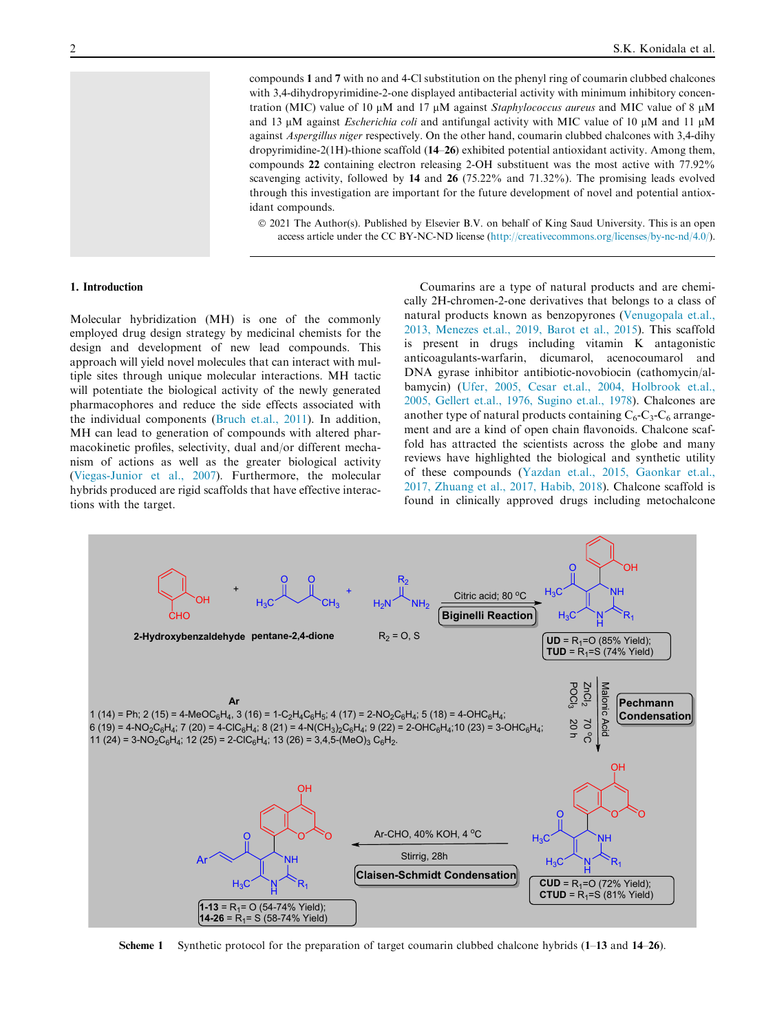compounds **1** and **7** with no and 4-Cl substitution on the phenyl ring of coumarin clubbed chalcones with 3,4-dihydropyrimidine-2-one displayed antibacterial activity with minimum inhibitory concentration (MIC) value of 10 μM and 17 μM against *Staphylococcus aureus* and MIC value of 8 μM and 13 μM against *Escherichia coli* and antifungal activity with MIC value of 10 μM and 11 μM against *Aspergillus niger* respectively. On the other hand, coumarin clubbed chalcones with 3,4-dihydropyrimidine-2(1H)-thione scaffold (**14**–**26**) exhibited potential antioxidant activity. Among them, compounds **22** containing electron releasing 2-OH substituent was the most active with 77.92% scavenging activity, followed by **14** and **26** (75.22% and 71.32%). The promising leads evolved through this investigation are important for the future development of novel and potential antioxidant compounds.

© 2021 The Author(s). Published by Elsevier B.V. on behalf of King Saud University. This is an open access article under the CC BY-NC-ND license (http://creativecommons.org/licenses/by-nc-nd/4.0/).

## 1. Introduction

Molecular hybridization (MH) is one of the commonly employed drug design strategy by medicinal chemists for the design and development of new lead compounds. This approach will yield novel molecules that can interact with multiple sites through unique molecular interactions. MH tactic will potentiate the biological activity of the newly generated pharmacophores and reduce the side effects associated with the individual components (Bruch et.al., 2011). In addition, MH can lead to generation of compounds with altered pharmacokinetic profiles, selectivity, dual and/or different mechanism of actions as well as the greater biological activity (Viegas-Junior et al., 2007). Furthermore, the molecular hybrids produced are rigid scaffolds that have effective interactions with the target.

Coumarins are a type of natural products and are chemically 2H-chromen-2-one derivatives that belongs to a class of natural products known as benzopyrones (Venugopala et.al., 2013, Menezes et.al., 2019, Barot et al., 2015). This scaffold is present in drugs including vitamin K antagonistic anticoagulants-warfarin, dicumarol, acenocoumarol and DNA gyrase inhibitor antibiotic-novobiocin (cathomycin/albamycin) (Ufer, 2005, Cesar et.al., 2004, Holbrook et.al., 2005, Gellert et.al., 1976, Sugino et.al., 1978). Chalcones are another type of natural products containing $C_6$-$C_3$-$C_6$ arrangement and are a kind of open chain flavonoids. Chalcone scaffold has attracted the scientists across the globe and many reviews have highlighted the biological and synthetic utility of these compounds (Yazdan et.al., 2015, Gaonkar et.al., 2017, Zhuang et al., 2017, Habib, 2018). Chalcone scaffold is found in clinically approved drugs including metochalcone

2-Hydroxybenzaldehyde + pentane-2,4-dione + $R_2$ = O, S (urea/thiourea) → Citric acid; 80 °C (Biginelli Reaction) → UD = $R_1$=O (85% Yield); TUD = $R_1$=S (74% Yield)

→ Malonic Acid, $ZnCl_2$, $POCl_3$, 70 °C, 20 h (Pechmann Condensation) → CUD = $R_1$=O (72% Yield); CTUD = $R_1$=S (81% Yield)

→ Ar-CHO, 40% KOH, 4 °C, Stirrig, 28h (Claisen-Schmidt Condensation) → 1-13 = $R_1$= O (54-74% Yield); 14-26 = $R_1$= S (58-74% Yield)

**Ar**
1 (14) = Ph; 2 (15) = 4-MeO$C_6H_4$, 3 (16) = 1-$C_2H_4C_6H_5$; 4 (17) = 2-$NO_2C_6H_4$; 5 (18) = 4-OH$C_6H_4$;
6 (19) = 4-$NO_2C_6H_4$; 7 (20) = 4-Cl$C_6H_4$; 8 (21) = 4-N$(CH_3)_2C_6H_4$; 9 (22) = 2-OH$C_6H_4$; 10 (23) = 3-OH$C_6H_4$;
11 (24) = 3-$NO_2C_6H_4$; 12 (25) = 2-Cl$C_6H_4$; 13 (26) = 3,4,5-$(MeO)_3$ $C_6H_2$.

**Scheme 1** Synthetic protocol for the preparation of target coumarin clubbed chalcone hybrids (**1**–**13** and **14**–**26**).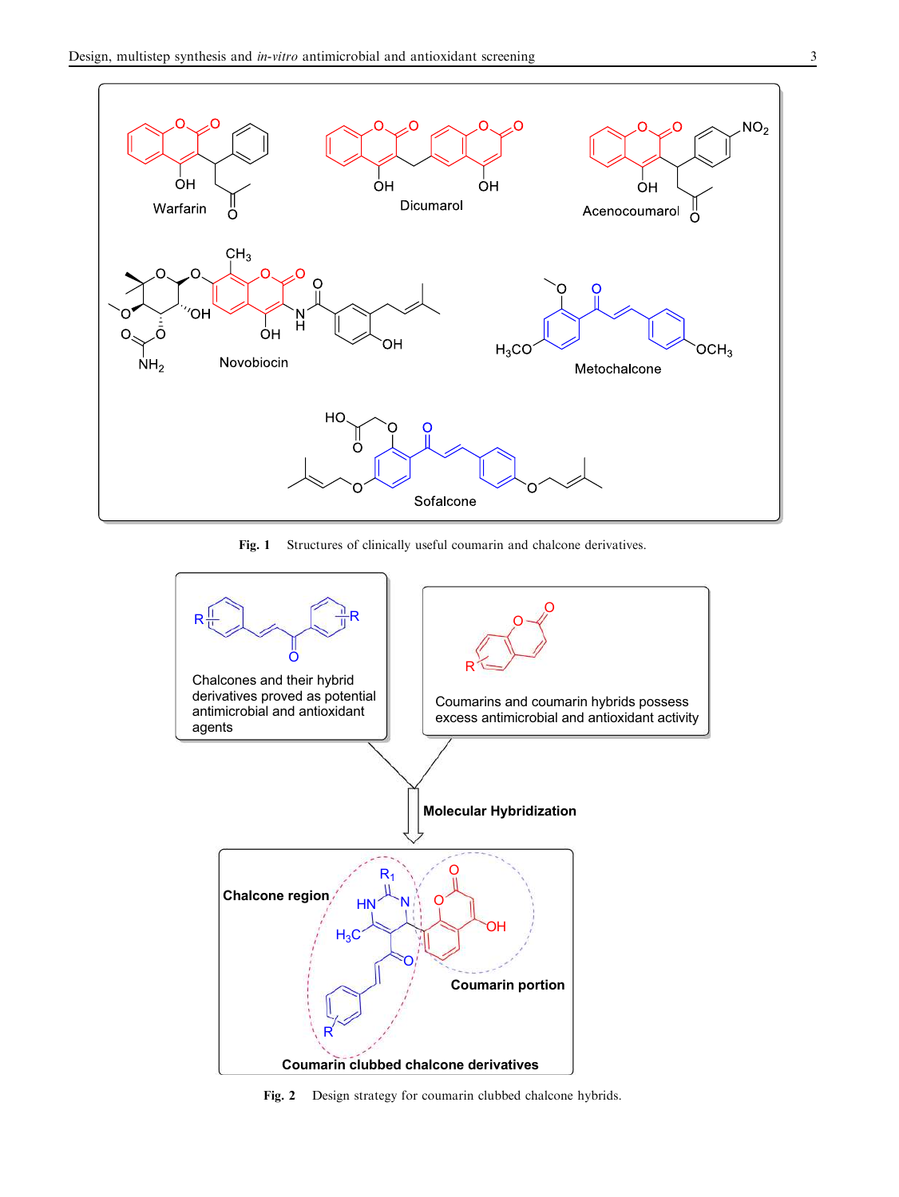Fig. 1 Structures of clinically useful coumarin and chalcone derivatives.

Fig. 2 Design strategy for coumarin clubbed chalcone hybrids.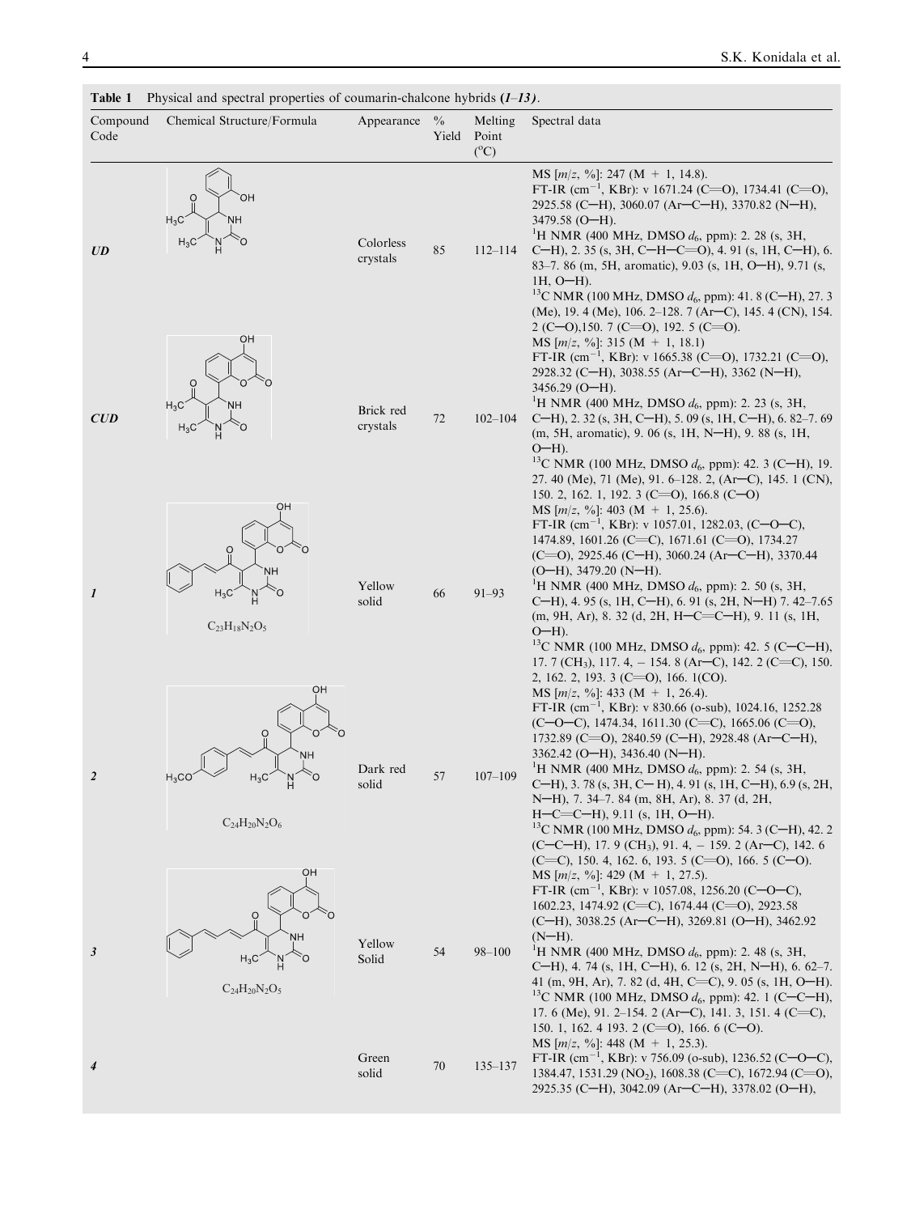**Table 1** Physical and spectral properties of coumarin-chalcone hybrids (*1*–*13*).

| Compound Code | Chemical Structure/Formula | Appearance | % Yield | Melting Point (°C) | Spectral data |
|---|---|---|---|---|---|
| ***UD*** | | Colorless crystals | 85 | 112–114 | MS [*m/z*, %]: 247 (M + 1, 14.8). FT-IR (cm$^{-1}$, KBr): ν 1671.24 (C=O), 1734.41 (C=O), 2925.58 (C—H), 3060.07 (Ar—C—H), 3370.82 (N—H), 3479.58 (O—H). $^1$H NMR (400 MHz, DMSO $d_6$, ppm): 2. 28 (s, 3H, C—H), 2. 35 (s, 3H, C—H—C=O), 4. 91 (s, 1H, C—H), 6. 83–7. 86 (m, 5H, aromatic), 9.03 (s, 1H, O—H), 9.71 (s, 1H, O—H). $^{13}$C NMR (100 MHz, DMSO $d_6$, ppm): 41. 8 (C—H), 27. 3 (Me), 19. 4 (Me), 106. 2–128. 7 (Ar—C), 145. 4 (CN), 154. 2 (C—O),150. 7 (C=O), 192. 5 (C=O). |
| ***CUD*** | | Brick red crystals | 72 | 102–104 | MS [*m/z*, %]: 315 (M + 1, 18.1) FT-IR (cm$^{-1}$, KBr): ν 1665.38 (C=O), 1732.21 (C=O), 2928.32 (C—H), 3038.55 (Ar—C—H), 3362 (N—H), 3456.29 (O—H). $^1$H NMR (400 MHz, DMSO $d_6$, ppm): 2. 23 (s, 3H, C—H), 2. 32 (s, 3H, C—H), 5. 09 (s, 1H, C—H), 6. 82–7. 69 (m, 5H, aromatic), 9. 06 (s, 1H, N—H), 9. 88 (s, 1H, O—H). $^{13}$C NMR (100 MHz, DMSO $d_6$, ppm): 42. 3 (C—H), 19. 27. 40 (Me), 71 (Me), 91. 6–128. 2, (Ar—C), 145. 1 (CN), 150. 2, 162. 1, 192. 3 (C=O), 166.8 (C—O) |
| ***1*** | $C_{23}H_{18}N_2O_5$ | Yellow solid | 66 | 91–93 | MS [*m/z*, %]: 403 (M + 1, 25.6). FT-IR (cm$^{-1}$, KBr): ν 1057.01, 1282.03, (C—O—C), 1474.89, 1601.26 (C=C), 1671.61 (C=O), 1734.27 (C=O), 2925.46 (C—H), 3060.24 (Ar—C—H), 3370.44 (O—H), 3479.20 (N—H). $^1$H NMR (400 MHz, DMSO $d_6$, ppm): 2. 50 (s, 3H, C—H), 4. 95 (s, 1H, C—H), 6. 91 (s, 2H, N—H) 7. 42–7.65 (m, 9H, Ar), 8. 32 (d, 2H, H—C=C—H), 9. 11 (s, 1H, O—H). $^{13}$C NMR (100 MHz, DMSO $d_6$, ppm): 42. 5 (C—C—H), 17. 7 (CH$_3$), 117. 4, – 154. 8 (Ar—C), 142. 2 (C=C), 150. 2, 162. 2, 193. 3 (C=O), 166. 1(CO). |
| ***2*** | $C_{24}H_{20}N_2O_6$ | Dark red solid | 57 | 107–109 | MS [*m/z*, %]: 433 (M + 1, 26.4). FT-IR (cm$^{-1}$, KBr): ν 830.66 (o-sub), 1024.16, 1252.28 (C—O—C), 1474.34, 1611.30 (C=C), 1665.06 (C=O), 1732.89 (C=O), 2840.59 (C—H), 2928.48 (Ar—C—H), 3362.42 (O—H), 3436.40 (N—H). $^1$H NMR (400 MHz, DMSO $d_6$, ppm): 2. 54 (s, 3H, C—H), 3. 78 (s, 3H, C— H), 4. 91 (s, 1H, C—H), 6.9 (s, 2H, N—H), 7. 34–7. 84 (m, 8H, Ar), 8. 37 (d, 2H, H—C=C—H), 9.11 (s, 1H, O—H). $^{13}$C NMR (100 MHz, DMSO $d_6$, ppm): 54. 3 (C—H), 42. 2 (C—C—H), 17. 9 (CH$_3$), 91. 4, – 159. 2 (Ar—C), 142. 6 (C=C), 150. 4, 162. 6, 193. 5 (C=O), 166. 5 (C—O). |
| ***3*** | $C_{24}H_{20}N_2O_5$ | Yellow Solid | 54 | 98–100 | MS [*m/z*, %]: 429 (M + 1, 27.5). FT-IR (cm$^{-1}$, KBr): ν 1057.08, 1256.20 (C—O—C), 1602.23, 1474.92 (C=C), 1674.44 (C=O), 2923.58 (C—H), 3038.25 (Ar—C—H), 3269.81 (O—H), 3462.92 (N—H). $^1$H NMR (400 MHz, DMSO $d_6$, ppm): 2. 48 (s, 3H, C—H), 4. 74 (s, 1H, C—H), 6. 12 (s, 2H, N—H), 6. 62–7. 41 (m, 9H, Ar), 7. 82 (d, 4H, C=C), 9. 05 (s, 1H, O—H). $^{13}$C NMR (100 MHz, DMSO $d_6$, ppm): 42. 1 (C—C—H), 17. 6 (Me), 91. 2–154. 2 (Ar—C), 141. 3, 151. 4 (C=C), 150. 1, 162. 4 193. 2 (C=O), 166. 6 (C—O). |
| ***4*** | | Green solid | 70 | 135–137 | MS [*m/z*, %]: 448 (M + 1, 25.3). FT-IR (cm$^{-1}$, KBr): ν 756.09 (o-sub), 1236.52 (C—O—C), 1384.47, 1531.29 (NO$_2$), 1608.38 (C=C), 1672.94 (C=O), 2925.35 (C—H), 3042.09 (Ar—C—H), 3378.02 (O—H), |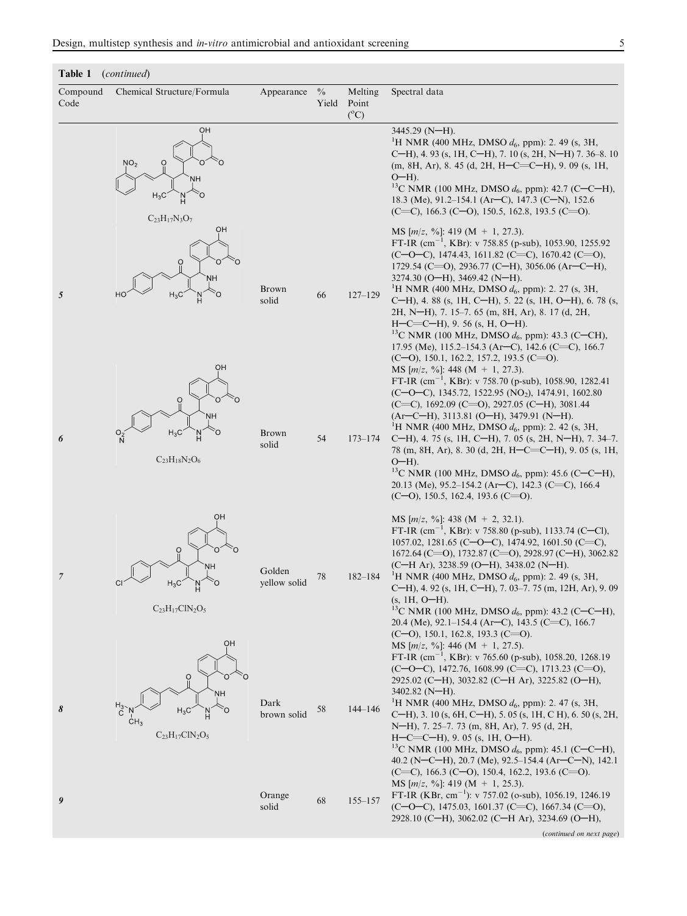**Table 1** (*continued*)

| Compound Code | Chemical Structure/Formula | Appearance | % Yield | Melting Point (°C) | Spectral data |
|---|---|---|---|---|---|
| | $C_{23}H_{17}N_3O_7$ | | | | 3445.29 (N—H). $^1$H NMR (400 MHz, DMSO $d_6$, ppm): 2. 49 (s, 3H, C—H), 4. 93 (s, 1H, C—H), 7. 10 (s, 2H, N—H) 7. 36–8. 10 (m, 8H, Ar), 8. 45 (d, 2H, H—C=C—H), 9. 09 (s, 1H, O—H). $^{13}$C NMR (100 MHz, DMSO $d_6$, ppm): 42.7 (C—C—H), 18.3 (Me), 91.2–154.1 (Ar—C), 147.3 (C—N), 152.6 (C=C), 166.3 (C—O), 150.5, 162.8, 193.5 (C=O). MS [$m/z$, %]: 419 (M + 1, 27.3). |
| *5* | | Brown solid | 66 | 127–129 | FT-IR (cm$^{-1}$, KBr): v 758.85 (p-sub), 1053.90, 1255.92 (C—O—C), 1474.43, 1611.82 (C=C), 1670.42 (C=O), 1729.54 (C=O), 2936.77 (C—H), 3056.06 (Ar—C—H), 3274.30 (O—H), 3469.42 (N—H). $^1$H NMR (400 MHz, DMSO $d_6$, ppm): 2. 27 (s, 3H, C—H), 4. 88 (s, 1H, C—H), 5. 22 (s, 1H, O—H), 6. 78 (s, 2H, N—H), 7. 15–7. 65 (m, 8H, Ar), 8. 17 (d, 2H, H—C=C—H), 9. 56 (s, H, O—H). $^{13}$C NMR (100 MHz, DMSO $d_6$, ppm): 43.3 (C—CH), 17.95 (Me), 115.2–154.3 (Ar—C), 142.6 (C=C), 166.7 (C—O), 150.1, 162.2, 157.2, 193.5 (C=O). MS [$m/z$, %]: 448 (M + 1, 27.3). |
| *6* | $C_{23}H_{18}N_2O_6$ | Brown solid | 54 | 173–174 | FT-IR (cm$^{-1}$, KBr): v 758.70 (p-sub), 1058.90, 1282.41 (C—O—C), 1345.72, 1522.95 ($NO_2$), 1474.91, 1602.80 (C=C), 1692.09 (C=O), 2927.05 (C—H), 3081.44 (Ar—C—H), 3113.81 (O—H), 3479.91 (N—H). $^1$H NMR (400 MHz, DMSO $d_6$, ppm): 2. 42 (s, 3H, C—H), 4. 75 (s, 1H, C—H), 7. 05 (s, 2H, N—H), 7. 34–7. 78 (m, 8H, Ar), 8. 30 (d, 2H, H—C=C—H), 9. 05 (s, 1H, O—H). $^{13}$C NMR (100 MHz, DMSO $d_6$, ppm): 45.6 (C—C—H), 20.13 (Me), 95.2–154.2 (Ar—C), 142.3 (C=C), 166.4 (C—O), 150.5, 162.4, 193.6 (C=O). MS [$m/z$, %]: 438 (M + 2, 32.1). |
| *7* | $C_{23}H_{17}ClN_2O_5$ | Golden yellow solid | 78 | 182–184 | FT-IR (cm$^{-1}$, KBr): v 758.80 (p-sub), 1133.74 (C—Cl), 1057.02, 1281.65 (C—O—C), 1474.92, 1601.50 (C=C), 1672.64 (C=O), 1732.87 (C=O), 2928.97 (C—H), 3062.82 (C—H Ar), 3238.59 (O—H), 3438.02 (N—H). $^1$H NMR (400 MHz, DMSO $d_6$, ppm): 2. 49 (s, 3H, C—H), 4. 92 (s, 1H, C—H), 7. 03–7. 75 (m, 12H, Ar), 9. 09 (s, 1H, O—H). $^{13}$C NMR (100 MHz, DMSO $d_6$, ppm): 43.2 (C—C—H), 20.4 (Me), 92.1–154.4 (Ar—C), 143.5 (C=C), 166.7 (C—O), 150.1, 162.8, 193.3 (C=O). MS [$m/z$, %]: 446 (M + 1, 27.5). |
| *8* | $C_{23}H_{17}ClN_2O_5$ | Dark brown solid | 58 | 144–146 | FT-IR (cm$^{-1}$, KBr): v 765.60 (p-sub), 1058.20, 1268.19 (C—O—C), 1472.76, 1608.99 (C=C), 1713.23 (C=O), 2925.02 (C—H), 3032.82 (C—H Ar), 3225.82 (O—H), 3402.82 (N—H). $^1$H NMR (400 MHz, DMSO $d_6$, ppm): 2. 47 (s, 3H, C—H), 3. 10 (s, 6H, C—H), 5. 05 (s, 1H, C H), 6. 50 (s, 2H, N—H), 7. 25–7. 73 (m, 8H, Ar), 7. 95 (d, 2H, H—C=C—H), 9. 05 (s, 1H, O—H). $^{13}$C NMR (100 MHz, DMSO $d_6$, ppm): 45.1 (C—C—H), 40.2 (N—C—H), 20.7 (Me), 92.5–154.4 (Ar—C—N), 142.1 (C=C), 166.3 (C—O), 150.4, 162.2, 193.6 (C=O). MS [$m/z$, %]: 419 (M + 1, 25.3). |
| *9* | | Orange solid | 68 | 155–157 | FT-IR (KBr, cm$^{-1}$): v 757.02 (o-sub), 1056.19, 1246.19 (C—O—C), 1475.03, 1601.37 (C=C), 1667.34 (C=O), 2928.10 (C—H), 3062.02 (C—H Ar), 3234.69 (O—H), |

(*continued on next page*)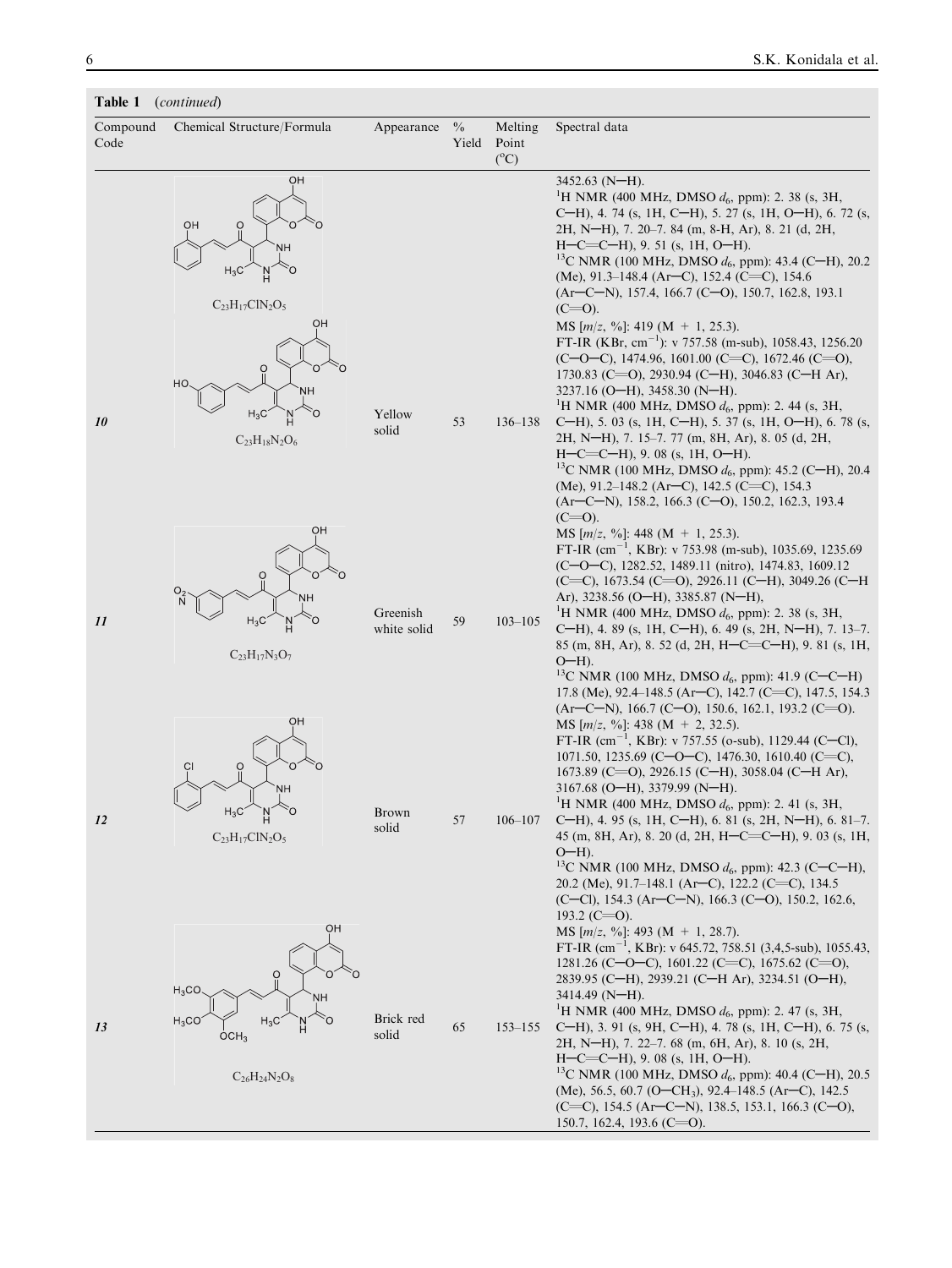**Table 1** (*continued*)

| Compound Code | Chemical Structure/Formula | Appearance | % Yield | Melting Point (°C) | Spectral data |
|---|---|---|---|---|---|
| | $C_{23}H_{17}ClN_2O_5$ | | | | 3452.63 (N—H). $^1$H NMR (400 MHz, DMSO $d_6$, ppm): 2. 38 (s, 3H, C—H), 4. 74 (s, 1H, C—H), 5. 27 (s, 1H, O—H), 6. 72 (s, 2H, N—H), 7. 20–7. 84 (m, 8-H, Ar), 8. 21 (d, 2H, H—C=C—H), 9. 51 (s, 1H, O—H). $^{13}$C NMR (100 MHz, DMSO $d_6$, ppm): 43.4 (C—H), 20.2 (Me), 91.3–148.4 (Ar—C), 152.4 (C=C), 154.6 (Ar—C—N), 157.4, 166.7 (C—O), 150.7, 162.8, 193.1 (C=O). MS [$m/z$, %]: 419 (M + 1, 25.3). |
| ***10*** | $C_{23}H_{18}N_2O_6$ | Yellow solid | 53 | 136–138 | FT-IR (KBr, cm$^{-1}$): ν 757.58 (m-sub), 1058.43, 1256.20 (C—O—C), 1474.96, 1601.00 (C=C), 1672.46 (C=O), 1730.83 (C=O), 2930.94 (C—H), 3046.83 (C—H Ar), 3237.16 (O—H), 3458.30 (N—H). $^1$H NMR (400 MHz, DMSO $d_6$, ppm): 2. 44 (s, 3H, C—H), 5. 03 (s, 1H, C—H), 5. 37 (s, 1H, O—H), 6. 78 (s, 2H, N—H), 7. 15–7. 77 (m, 8H, Ar), 8. 05 (d, 2H, H—C=C—H), 9. 08 (s, 1H, O—H). $^{13}$C NMR (100 MHz, DMSO $d_6$, ppm): 45.2 (C—H), 20.4 (Me), 91.2–148.2 (Ar—C), 142.5 (C=C), 154.3 (Ar—C—N), 158.2, 166.3 (C—O), 150.2, 162.3, 193.4 (C=O). MS [$m/z$, %]: 448 (M + 1, 25.3). |
| ***11*** | $C_{23}H_{17}N_3O_7$ | Greenish white solid | 59 | 103–105 | FT-IR (cm$^{-1}$, KBr): ν 753.98 (m-sub), 1035.69, 1235.69 (C—O—C), 1282.52, 1489.11 (nitro), 1474.83, 1609.12 (C=C), 1673.54 (C=O), 2926.11 (C—H), 3049.26 (C—H Ar), 3238.56 (O—H), 3385.87 (N—H), $^1$H NMR (400 MHz, DMSO $d_6$, ppm): 2. 38 (s, 3H, C—H), 4. 89 (s, 1H, C—H), 6. 49 (s, 2H, N—H), 7. 13–7. 85 (m, 8H, Ar), 8. 52 (d, 2H, H—C=C—H), 9. 81 (s, 1H, O—H). $^{13}$C NMR (100 MHz, DMSO $d_6$, ppm): 41.9 (C—C—H) 17.8 (Me), 92.4–148.5 (Ar—C), 142.7 (C=C), 147.5, 154.3 (Ar—C—N), 166.7 (C—O), 150.6, 162.1, 193.2 (C=O). MS [$m/z$, %]: 438 (M + 2, 32.5). |
| ***12*** | $C_{23}H_{17}ClN_2O_5$ | Brown solid | 57 | 106–107 | FT-IR (cm$^{-1}$, KBr): ν 757.55 (o-sub), 1129.44 (C—Cl), 1071.50, 1235.69 (C—O—C), 1476.30, 1610.40 (C=C), 1673.89 (C=O), 2926.15 (C—H), 3058.04 (C—H Ar), 3167.68 (O—H), 3379.99 (N—H). $^1$H NMR (400 MHz, DMSO $d_6$, ppm): 2. 41 (s, 3H, C—H), 4. 95 (s, 1H, C—H), 6. 81 (s, 2H, N—H), 6. 81–7. 45 (m, 8H, Ar), 8. 20 (d, 2H, H—C=C—H), 9. 03 (s, 1H, O—H). $^{13}$C NMR (100 MHz, DMSO $d_6$, ppm): 42.3 (C—C—H), 20.2 (Me), 91.7–148.1 (Ar—C), 122.2 (C=C), 134.5 (C—Cl), 154.3 (Ar—C—N), 166.3 (C—O), 150.2, 162.6, 193.2 (C=O). MS [$m/z$, %]: 493 (M + 1, 28.7). |
| ***13*** | $C_{26}H_{24}N_2O_8$ | Brick red solid | 65 | 153–155 | FT-IR (cm$^{-1}$, KBr): ν 645.72, 758.51 (3,4,5-sub), 1055.43, 1281.26 (C—O—C), 1601.22 (C=C), 1675.62 (C=O), 2839.95 (C—H), 2939.21 (C—H Ar), 3234.51 (O—H), 3414.49 (N—H). $^1$H NMR (400 MHz, DMSO $d_6$, ppm): 2. 47 (s, 3H, C—H), 3. 91 (s, 9H, C—H), 4. 78 (s, 1H, C—H), 6. 75 (s, 2H, N—H), 7. 22–7. 68 (m, 6H, Ar), 8. 10 (s, 2H, H—C=C—H), 9. 08 (s, 1H, O—H). $^{13}$C NMR (100 MHz, DMSO $d_6$, ppm): 40.4 (C—H), 20.5 (Me), 56.5, 60.7 (O—$CH_3$), 92.4–148.5 (Ar—C), 142.5 (C=C), 154.5 (Ar—C—N), 138.5, 153.1, 166.3 (C—O), 150.7, 162.4, 193.6 (C=O). |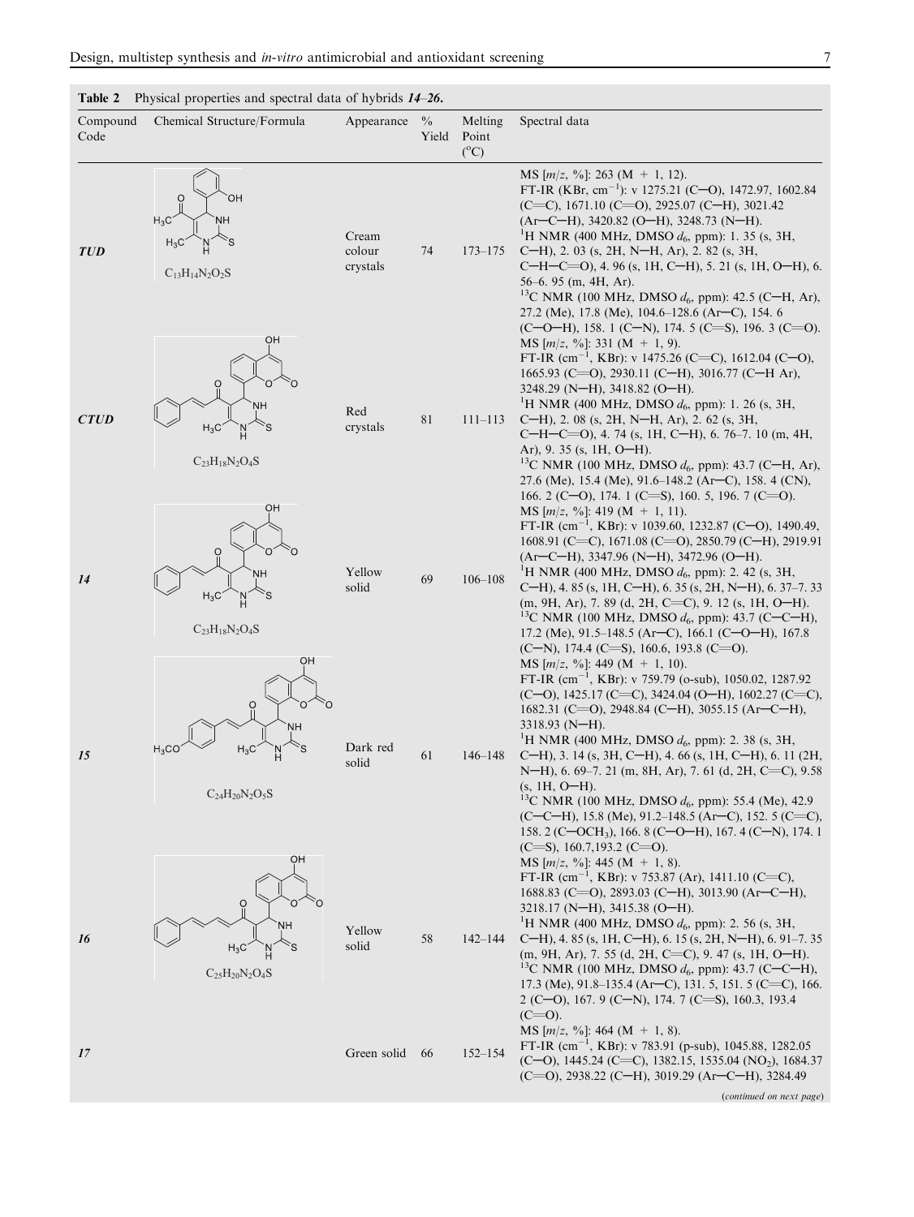**Table 2** Physical properties and spectral data of hybrids *14*–*26*.

| Compound Code | Chemical Structure/Formula | Appearance | % Yield | Melting Point (°C) | Spectral data |
|---|---|---|---|---|---|
| ***TUD*** | $C_{13}H_{14}N_2O_2S$ | Cream colour crystals | 74 | 173–175 | MS [m/z, %]: 263 (M + 1, 12). FT-IR (KBr, $cm^{-1}$): v 1275.21 (C—O), 1472.97, 1602.84 (C=C), 1671.10 (C=O), 2925.07 (C—H), 3021.42 (Ar—C—H), 3420.82 (O—H), 3248.73 (N—H). $^1$H NMR (400 MHz, DMSO $d_6$, ppm): 1. 35 (s, 3H, C—H), 2. 03 (s, 2H, N—H, Ar), 2. 82 (s, 3H, C—H—C=O), 4. 96 (s, 1H, C—H), 5. 21 (s, 1H, O—H), 6. 56–6. 95 (m, 4H, Ar). $^{13}$C NMR (100 MHz, DMSO $d_6$, ppm): 42.5 (C—H, Ar), 27.2 (Me), 17.8 (Me), 104.6–128.6 (Ar—C), 154. 6 (C—O—H), 158. 1 (C—N), 174. 5 (C=S), 196. 3 (C=O). |
| ***CTUD*** | $C_{23}H_{18}N_2O_4S$ | Red crystals | 81 | 111–113 | MS [m/z, %]: 331 (M + 1, 9). FT-IR ($cm^{-1}$, KBr): v 1475.26 (C=C), 1612.04 (C—O), 1665.93 (C=O), 2930.11 (C—H), 3016.77 (C—H Ar), 3248.29 (N—H), 3418.82 (O—H). $^1$H NMR (400 MHz, DMSO $d_6$, ppm): 1. 26 (s, 3H, C—H), 2. 08 (s, 2H, N—H, Ar), 2. 62 (s, 3H, C—H—C=O), 4. 74 (s, 1H, C—H), 6. 76–7. 10 (m, 4H, Ar), 9. 35 (s, 1H, O—H). $^{13}$C NMR (100 MHz, DMSO $d_6$, ppm): 43.7 (C—H, Ar), 27.6 (Me), 15.4 (Me), 91.6–148.2 (Ar—C), 158. 4 (CN), 166. 2 (C—O), 174. 1 (C=S), 160. 5, 196. 7 (C=O). |
| ***14*** | $C_{23}H_{18}N_2O_4S$ | Yellow solid | 69 | 106–108 | MS [m/z, %]: 419 (M + 1, 11). FT-IR ($cm^{-1}$, KBr): v 1039.60, 1232.87 (C—O), 1490.49, 1608.91 (C=C), 1671.08 (C=O), 2850.79 (C—H), 2919.91 (Ar—C—H), 3347.96 (N—H), 3472.96 (O—H). $^1$H NMR (400 MHz, DMSO $d_6$, ppm): 2. 42 (s, 3H, C—H), 4. 85 (s, 1H, C—H), 6. 35 (s, 2H, N—H), 6. 37–7. 33 (m, 9H, Ar), 7. 89 (d, 2H, C=C), 9. 12 (s, 1H, O—H). $^{13}$C NMR (100 MHz, DMSO $d_6$, ppm): 43.7 (C—C—H), 17.2 (Me), 91.5–148.5 (Ar—C), 166.1 (C—O—H), 167.8 (C—N), 174.4 (C=S), 160.6, 193.8 (C=O). |
| ***15*** | $C_{24}H_{20}N_2O_5S$ | Dark red solid | 61 | 146–148 | MS [m/z, %]: 449 (M + 1, 10). FT-IR ($cm^{-1}$, KBr): v 759.79 (o-sub), 1050.02, 1287.92 (C—O), 1425.17 (C=C), 3424.04 (O—H), 1602.27 (C=C), 1682.31 (C=O), 2948.84 (C—H), 3055.15 (Ar—C—H), 3318.93 (N—H). $^1$H NMR (400 MHz, DMSO $d_6$, ppm): 2. 38 (s, 3H, C—H), 3. 14 (s, 3H, C—H), 4. 66 (s, 1H, C—H), 6. 11 (2H, N—H), 6. 69–7. 21 (m, 8H, Ar), 7. 61 (d, 2H, C=C), 9.58 (s, 1H, O—H). $^{13}$C NMR (100 MHz, DMSO $d_6$, ppm): 55.4 (Me), 42.9 (C—C—H), 15.8 (Me), 91.2–148.5 (Ar—C), 152. 5 (C=C), 158. 2 (C—$OCH_3$), 166. 8 (C—O—H), 167. 4 (C—N), 174. 1 (C=S), 160.7,193.2 (C=O). |
| ***16*** | $C_{25}H_{20}N_2O_4S$ | Yellow solid | 58 | 142–144 | MS [m/z, %]: 445 (M + 1, 8). FT-IR ($cm^{-1}$, KBr): v 753.87 (Ar), 1411.10 (C=C), 1688.83 (C=O), 2893.03 (C—H), 3013.90 (Ar—C—H), 3218.17 (N—H), 3415.38 (O—H). $^1$H NMR (400 MHz, DMSO $d_6$, ppm): 2. 56 (s, 3H, C—H), 4. 85 (s, 1H, C—H), 6. 15 (s, 2H, N—H), 6. 91–7. 35 (m, 9H, Ar), 7. 55 (d, 2H, C=C), 9. 47 (s, 1H, O—H). $^{13}$C NMR (100 MHz, DMSO $d_6$, ppm): 43.7 (C—C—H), 17.3 (Me), 91.8–135.4 (Ar—C), 131. 5, 151. 5 (C=C), 166. 2 (C—O), 167. 9 (C—N), 174. 7 (C=S), 160.3, 193.4 (C=O). |
| ***17*** | | Green solid | 66 | 152–154 | MS [m/z, %]: 464 (M + 1, 8). FT-IR ($cm^{-1}$, KBr): v 783.91 (p-sub), 1045.88, 1282.05 (C—O), 1445.24 (C=C), 1382.15, 1535.04 ($NO_2$), 1684.37 (C=O), 2938.22 (C—H), 3019.29 (Ar—C—H), 3284.49 |

(*continued on next page*)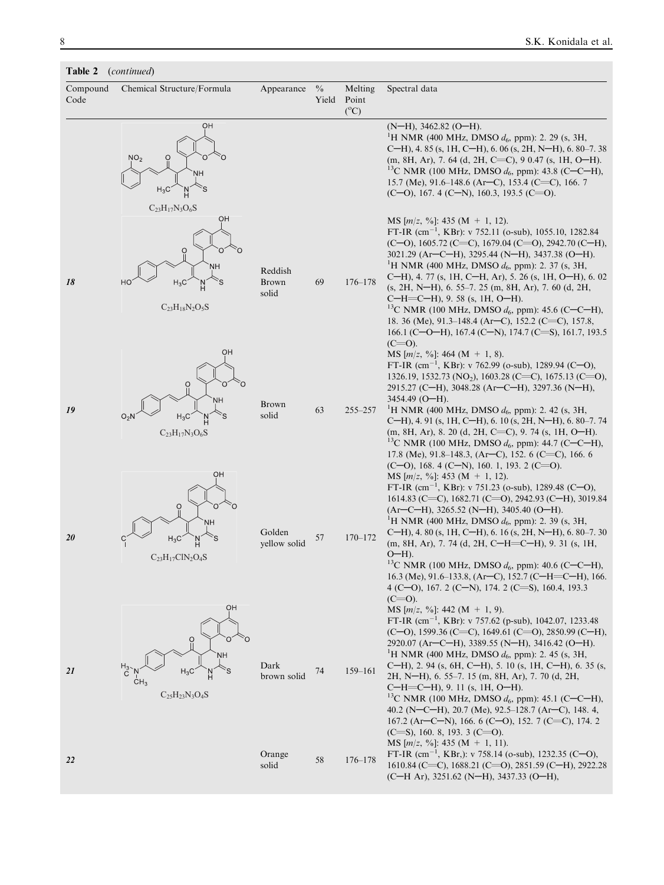**Table 2** (*continued*)

| Compound Code | Chemical Structure/Formula | Appearance | % Yield | Melting Point (°C) | Spectral data |
|---|---|---|---|---|---|
| | $C_{23}H_{17}N_3O_6S$ | | | | (N—H), 3462.82 (O—H). $^1$H NMR (400 MHz, DMSO $d_6$, ppm): 2. 29 (s, 3H, C—H), 4. 85 (s, 1H, C—H), 6. 06 (s, 2H, N—H), 6. 80–7. 38 (m, 8H, Ar), 7. 64 (d, 2H, C=C), 9 0.47 (s, 1H, O—H). $^{13}$C NMR (100 MHz, DMSO $d_6$, ppm): 43.8 (C—C—H), 15.7 (Me), 91.6–148.6 (Ar—C), 153.4 (C=C), 166. 7 (C—O), 167. 4 (C—N), 160.3, 193.5 (C=O). MS [$m/z$, %]: 435 (M + 1, 12). |
| ***18*** | $C_{23}H_{18}N_2O_5S$ | Reddish Brown solid | 69 | 176–178 | FT-IR (cm$^{-1}$, KBr): v 752.11 (o-sub), 1055.10, 1282.84 (C—O), 1605.72 (C=C), 1679.04 (C=O), 2942.70 (C—H), 3021.29 (Ar—C—H), 3295.44 (N—H), 3437.38 (O—H). $^1$H NMR (400 MHz, DMSO $d_6$, ppm): 2. 37 (s, 3H, C—H), 4. 77 (s, 1H, C—H, Ar), 5. 26 (s, 1H, O—H), 6. 02 (s, 2H, N—H), 6. 55–7. 25 (m, 8H, Ar), 7. 60 (d, 2H, C—H=C—H), 9. 58 (s, 1H, O—H). $^{13}$C NMR (100 MHz, DMSO $d_6$, ppm): 45.6 (C—C—H), 18. 36 (Me), 91.3–148.4 (Ar—C), 152.2 (C=C), 157.8, 166.1 (C—O—H), 167.4 (C—N), 174.7 (C=S), 161.7, 193.5 (C=O). MS [$m/z$, %]: 464 (M + 1, 8). |
| ***19*** | $C_{23}H_{17}N_3O_6S$ | Brown solid | 63 | 255–257 | FT-IR (cm$^{-1}$, KBr): v 762.99 (o-sub), 1289.94 (C—O), 1326.19, 1532.73 ($NO_2$), 1603.28 (C=C), 1675.13 (C=O), 2915.27 (C—H), 3048.28 (Ar—C—H), 3297.36 (N—H), 3454.49 (O—H). $^1$H NMR (400 MHz, DMSO $d_6$, ppm): 2. 42 (s, 3H, C—H), 4. 91 (s, 1H, C—H), 6. 10 (s, 2H, N—H), 6. 80–7. 74 (m, 8H, Ar), 8. 20 (d, 2H, C=C), 9. 74 (s, 1H, O—H). $^{13}$C NMR (100 MHz, DMSO $d_6$, ppm): 44.7 (C—C—H), 17.8 (Me), 91.8–148.3, (Ar—C), 152. 6 (C=C), 166. 6 (C—O), 168. 4 (C—N), 160. 1, 193. 2 (C=O). MS [$m/z$, %]: 453 (M + 1, 12). |
| ***20*** | $C_{23}H_{17}ClN_2O_4S$ | Golden yellow solid | 57 | 170–172 | FT-IR (cm$^{-1}$, KBr): v 751.23 (o-sub), 1289.48 (C—O), 1614.83 (C=C), 1682.71 (C=O), 2942.93 (C—H), 3019.84 (Ar—C—H), 3265.52 (N—H), 3405.40 (O—H). $^1$H NMR (400 MHz, DMSO $d_6$, ppm): 2. 39 (s, 3H, C—H), 4. 80 (s, 1H, C—H), 6. 16 (s, 2H, N—H), 6. 80–7. 30 (m, 8H, Ar), 7. 74 (d, 2H, C—H=C—H), 9. 31 (s, 1H, O—H). $^{13}$C NMR (100 MHz, DMSO $d_6$, ppm): 40.6 (C—C—H), 16.3 (Me), 91.6–133.8, (Ar—C), 152.7 (C—H=C—H), 166. 4 (C—O), 167. 2 (C—N), 174. 2 (C=S), 160.4, 193.3 (C=O). MS [$m/z$, %]: 442 (M + 1, 9). |
| ***21*** | $C_{25}H_{23}N_3O_4S$ | Dark brown solid | 74 | 159–161 | FT-IR (cm$^{-1}$, KBr): v 757.62 (p-sub), 1042.07, 1233.48 (C—O), 1599.36 (C=C), 1649.61 (C=O), 2850.99 (C—H), 2920.07 (Ar—C—H), 3389.55 (N—H), 3416.42 (O—H). $^1$H NMR (400 MHz, DMSO $d_6$, ppm): 2. 45 (s, 3H, C—H), 2. 94 (s, 6H, C—H), 5. 10 (s, 1H, C—H), 6. 35 (s, 2H, N—H), 6. 55–7. 15 (m, 8H, Ar), 7. 70 (d, 2H, C—H=C—H), 9. 11 (s, 1H, O—H). $^{13}$C NMR (100 MHz, DMSO $d_6$, ppm): 45.1 (C—C—H), 40.2 (N—C—H), 20.7 (Me), 92.5–128.7 (Ar—C), 148. 4, 167.2 (Ar—C—N), 166. 6 (C—O), 152. 7 (C=C), 174. 2 (C=S), 160. 8, 193. 3 (C=O). MS [$m/z$, %]: 435 (M + 1, 11). |
| ***22*** | | Orange solid | 58 | 176–178 | FT-IR (cm$^{-1}$, KBr,): v 758.14 (o-sub), 1232.35 (C—O), 1610.84 (C=C), 1688.21 (C=O), 2851.59 (C—H), 2922.28 (C—H Ar), 3251.62 (N—H), 3437.33 (O—H), |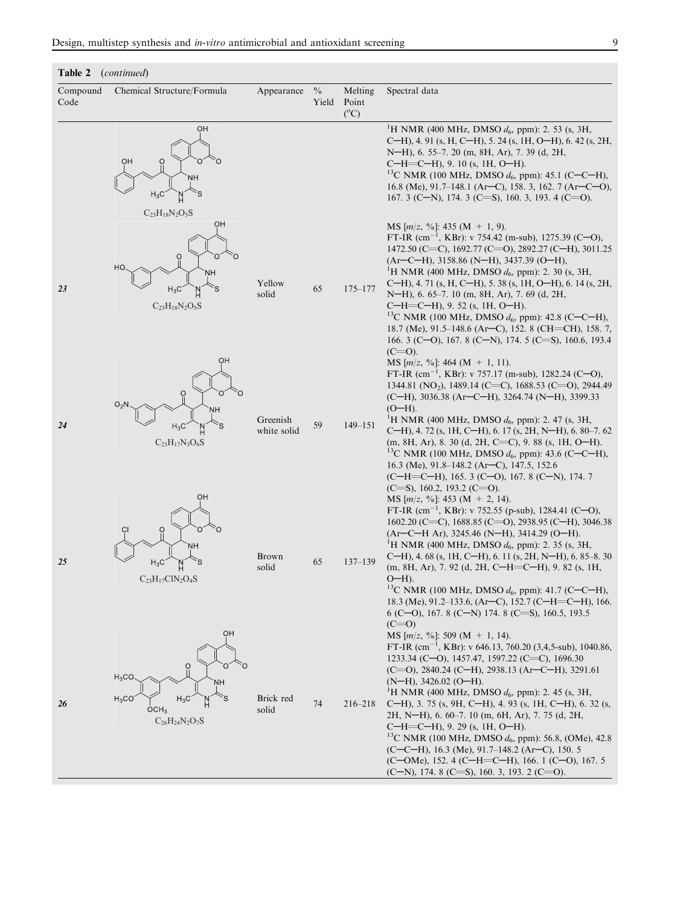**Table 2** (*continued*)

| Compound Code | Chemical Structure/Formula | Appearance | % Yield | Melting Point (°C) | Spectral data |
|---|---|---|---|---|---|
| | $C_{23}H_{18}N_2O_5S$ | | | | $^1$H NMR (400 MHz, DMSO $d_6$, ppm): 2. 53 (s, 3H, C—H), 4. 91 (s, H, C—H), 5. 24 (s, 1H, O—H), 6. 42 (s, 2H, N—H), 6. 55–7. 20 (m, 8H, Ar), 7. 39 (d, 2H, C—H=C—H), 9. 10 (s, 1H, O—H). $^{13}$C NMR (100 MHz, DMSO $d_6$, ppm): 45.1 (C—C—H), 16.8 (Me), 91.7–148.1 (Ar—C), 158. 3, 162. 7 (Ar—C—O), 167. 3 (C—N), 174. 3 (C=S), 160. 3, 193. 4 (C=O). MS [$m/z$, %]: 435 (M + 1, 9). |
| **23** | $C_{23}H_{18}N_2O_5S$ | Yellow solid | 65 | 175–177 | FT-IR (cm$^{-1}$, KBr): v 754.42 (m-sub), 1275.39 (C—O), 1472.50 (C=C), 1692.77 (C=O), 2892.27 (C—H), 3011.25 (Ar—C—H), 3158.86 (N—H), 3437.39 (O—H), $^1$H NMR (400 MHz, DMSO $d_6$, ppm): 2. 30 (s, 3H, C—H), 4. 71 (s, H, C—H), 5. 38 (s, 1H, O—H), 6. 14 (s, 2H, N—H), 6. 65–7. 10 (m, 8H, Ar), 7. 69 (d, 2H, C—H=C—H), 9. 52 (s, 1H, O—H). $^{13}$C NMR (100 MHz, DMSO $d_6$, ppm): 42.8 (C—C—H), 18.7 (Me), 91.5–148.6 (Ar—C), 152. 8 (CH=CH), 158. 7, 166. 3 (C—O), 167. 8 (C—N), 174. 5 (C=S), 160.6, 193.4 (C=O). MS [$m/z$, %]: 464 (M + 1, 11). |
| **24** | $C_{23}H_{17}N_3O_6S$ | Greenish white solid | 59 | 149–151 | FT-IR (cm$^{-1}$, KBr): v 757.17 (m-sub), 1282.24 (C—O), 1344.81 ($NO_2$), 1489.14 (C=C), 1688.53 (C=O), 2944.49 (C—H), 3036.38 (Ar—C—H), 3264.74 (N—H), 3399.33 (O—H). $^1$H NMR (400 MHz, DMSO $d_6$, ppm): 2. 47 (s, 3H, C—H), 4. 72 (s, 1H, C—H), 6. 17 (s, 2H, N—H), 6. 80–7. 62 (m, 8H, Ar), 8. 30 (d, 2H, C=C), 9. 88 (s, 1H, O—H). $^{13}$C NMR (100 MHz, DMSO $d_6$, ppm): 43.6 (C—C—H), 16.3 (Me), 91.8–148.2 (Ar—C), 147.5, 152.6 (C—H=C—H), 165. 3 (C—O), 167. 8 (C—N), 174. 7 (C=S), 160.2, 193.2 (C=O). MS [$m/z$, %]: 453 (M + 2, 14). |
| **25** | $C_{23}H_{17}ClN_2O_4S$ | Brown solid | 65 | 137–139 | FT-IR (cm$^{-1}$, KBr): v 752.55 (p-sub), 1284.41 (C—O), 1602.20 (C=C), 1688.85 (C=O), 2938.95 (C—H), 3046.38 (Ar—C—H Ar), 3245.46 (N—H), 3414.29 (O—H). $^1$H NMR (400 MHz, DMSO $d_6$, ppm): 2. 35 (s, 3H, C—H), 4. 68 (s, 1H, C—H), 6. 11 (s, 2H, N—H), 6. 85–8. 30 (m, 8H, Ar), 7. 92 (d, 2H, C—H=C—H), 9. 82 (s, 1H, O—H). $^{13}$C NMR (100 MHz, DMSO $d_6$, ppm): 41.7 (C—C—H), 18.3 (Me), 91.2–133.6, (Ar—C), 152.7 (C—H=C—H), 166. 6 (C—O), 167. 8 (C—N) 174. 8 (C=S), 160.5, 193.5 (C=O) MS [$m/z$, %]: 509 (M + 1, 14). |
| **26** | $C_{26}H_{24}N_2O_7S$ | Brick red solid | 74 | 216–218 | FT-IR (cm$^{-1}$, KBr): v 646.13, 760.20 (3,4,5-sub), 1040.86, 1233.34 (C—O), 1457.47, 1597.22 (C=C), 1696.30 (C=O), 2840.24 (C—H), 2938.13 (Ar—C—H), 3291.61 (N—H), 3426.02 (O—H). $^1$H NMR (400 MHz, DMSO $d_6$, ppm): 2. 45 (s, 3H, C—H), 3. 75 (s, 9H, C—H), 4. 93 (s, 1H, C—H), 6. 32 (s, 2H, N—H), 6. 60–7. 10 (m, 6H, Ar), 7. 75 (d, 2H, C—H=C—H), 9. 29 (s, 1H, O—H). $^{13}$C NMR (100 MHz, DMSO $d_6$, ppm): 56.8, (OMe), 42.8 (C—C—H), 16.3 (Me), 91.7–148.2 (Ar—C), 150. 5 (C—OMe), 152. 4 (C—H=C—H), 166. 1 (C—O), 167. 5 (C—N), 174. 8 (C=S), 160. 3, 193. 2 (C=O). |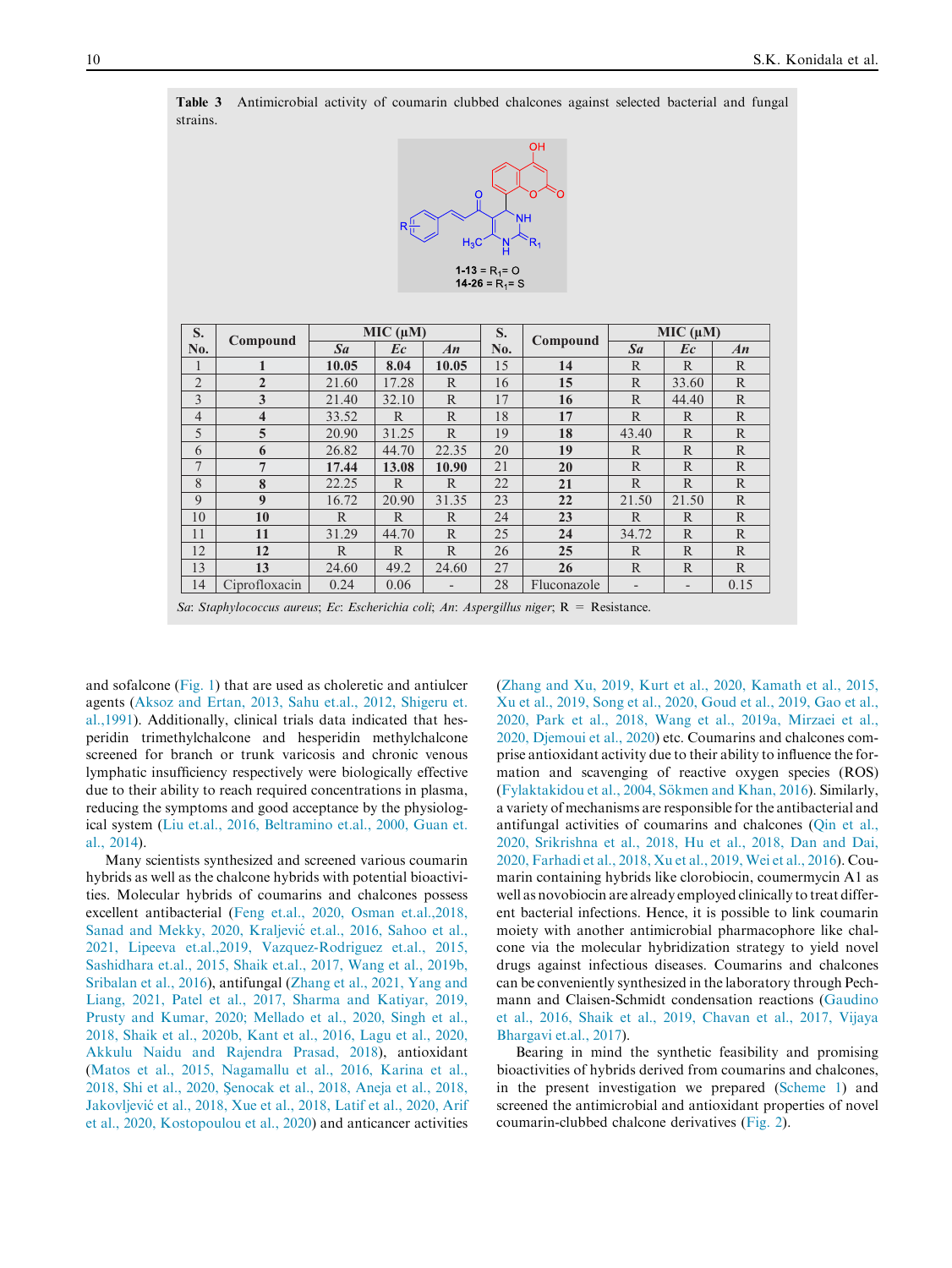**Table 3** Antimicrobial activity of coumarin clubbed chalcones against selected bacterial and fungal strains.

**1-13** = $R_1$= O
**14-26** = $R_1$= S

| S. No. | Compound | MIC (μM) | | | S. No. | Compound | MIC (μM) | | |
|---|---|---|---|---|---|---|---|---|---|
| | | *Sa* | *Ec* | *An* | | | *Sa* | *Ec* | *An* |
| 1 | **1** | **10.05** | **8.04** | **10.05** | 15 | **14** | R | R | R |
| 2 | **2** | 21.60 | 17.28 | R | 16 | **15** | R | 33.60 | R |
| 3 | **3** | 21.40 | 32.10 | R | 17 | **16** | R | 44.40 | R |
| 4 | **4** | 33.52 | R | R | 18 | **17** | R | R | R |
| 5 | **5** | 20.90 | 31.25 | R | 19 | **18** | 43.40 | R | R |
| 6 | **6** | 26.82 | 44.70 | 22.35 | 20 | **19** | R | R | R |
| 7 | **7** | **17.44** | **13.08** | **10.90** | 21 | **20** | R | R | R |
| 8 | **8** | 22.25 | R | R | 22 | **21** | R | R | R |
| 9 | **9** | 16.72 | 20.90 | 31.35 | 23 | **22** | 21.50 | 21.50 | R |
| 10 | **10** | R | R | R | 24 | **23** | R | R | R |
| 11 | **11** | 31.29 | 44.70 | R | 25 | **24** | 34.72 | R | R |
| 12 | **12** | R | R | R | 26 | **25** | R | R | R |
| 13 | **13** | 24.60 | 49.2 | 24.60 | 27 | **26** | R | R | R |
| 14 | Ciprofloxacin | 0.24 | 0.06 | - | 28 | Fluconazole | - | - | 0.15 |

*Sa*: *Staphylococcus aureus*; *Ec*: *Escherichia coli*; *An*: *Aspergillus niger*; R = Resistance.

and sofalcone (Fig. 1) that are used as choleretic and antiulcer agents (Aksoz and Ertan, 2013, Sahu et.al., 2012, Shigeru et. al.,1991). Additionally, clinical trials data indicated that hesperidin trimethylchalcone and hesperidin methylchalcone screened for branch or trunk varicosis and chronic venous lymphatic insufficiency respectively were biologically effective due to their ability to reach required concentrations in plasma, reducing the symptoms and good acceptance by the physiological system (Liu et.al., 2016, Beltramino et.al., 2000, Guan et. al., 2014).

Many scientists synthesized and screened various coumarin hybrids as well as the chalcone hybrids with potential bioactivities. Molecular hybrids of coumarins and chalcones possess excellent antibacterial (Feng et.al., 2020, Osman et.al.,2018, Sanad and Mekky, 2020, Kraljević et.al., 2016, Sahoo et al., 2021, Lipeeva et.al.,2019, Vazquez-Rodriguez et.al., 2015, Sashidhara et.al., 2015, Shaik et.al., 2017, Wang et al., 2019b, Sribalan et al., 2016), antifungal (Zhang et al., 2021, Yang and Liang, 2021, Patel et al., 2017, Sharma and Katiyar, 2019, Prusty and Kumar, 2020; Mellado et al., 2020, Singh et al., 2018, Shaik et al., 2020b, Kant et al., 2016, Lagu et al., 2020, Akkulu Naidu and Rajendra Prasad, 2018), antioxidant (Matos et al., 2015, Nagamallu et al., 2016, Karina et al., 2018, Shi et al., 2020, Şenocak et al., 2018, Aneja et al., 2018, Jakovljević et al., 2018, Xue et al., 2018, Latif et al., 2020, Arif et al., 2020, Kostopoulou et al., 2020) and anticancer activities (Zhang and Xu, 2019, Kurt et al., 2020, Kamath et al., 2015, Xu et al., 2019, Song et al., 2020, Goud et al., 2019, Gao et al., 2020, Park et al., 2018, Wang et al., 2019a, Mirzaei et al., 2020, Djemoui et al., 2020) etc. Coumarins and chalcones comprise antioxidant activity due to their ability to influence the formation and scavenging of reactive oxygen species (ROS) (Fylaktakidou et al., 2004, Sökmen and Khan, 2016). Similarly, a variety of mechanisms are responsible for the antibacterial and antifungal activities of coumarins and chalcones (Qin et al., 2020, Srikrishna et al., 2018, Hu et al., 2018, Dan and Dai, 2020, Farhadi et al., 2018, Xu et al., 2019, Wei et al., 2016). Coumarin containing hybrids like clorobiocin, coumermycin A1 as well as novobiocin are already employed clinically to treat different bacterial infections. Hence, it is possible to link coumarin moiety with another antimicrobial pharmacophore like chalcone via the molecular hybridization strategy to yield novel drugs against infectious diseases. Coumarins and chalcones can be conveniently synthesized in the laboratory through Pechmann and Claisen-Schmidt condensation reactions (Gaudino et al., 2016, Shaik et al., 2019, Chavan et al., 2017, Vijaya Bhargavi et.al., 2017).

Bearing in mind the synthetic feasibility and promising bioactivities of hybrids derived from coumarins and chalcones, in the present investigation we prepared (Scheme 1) and screened the antimicrobial and antioxidant properties of novel coumarin-clubbed chalcone derivatives (Fig. 2).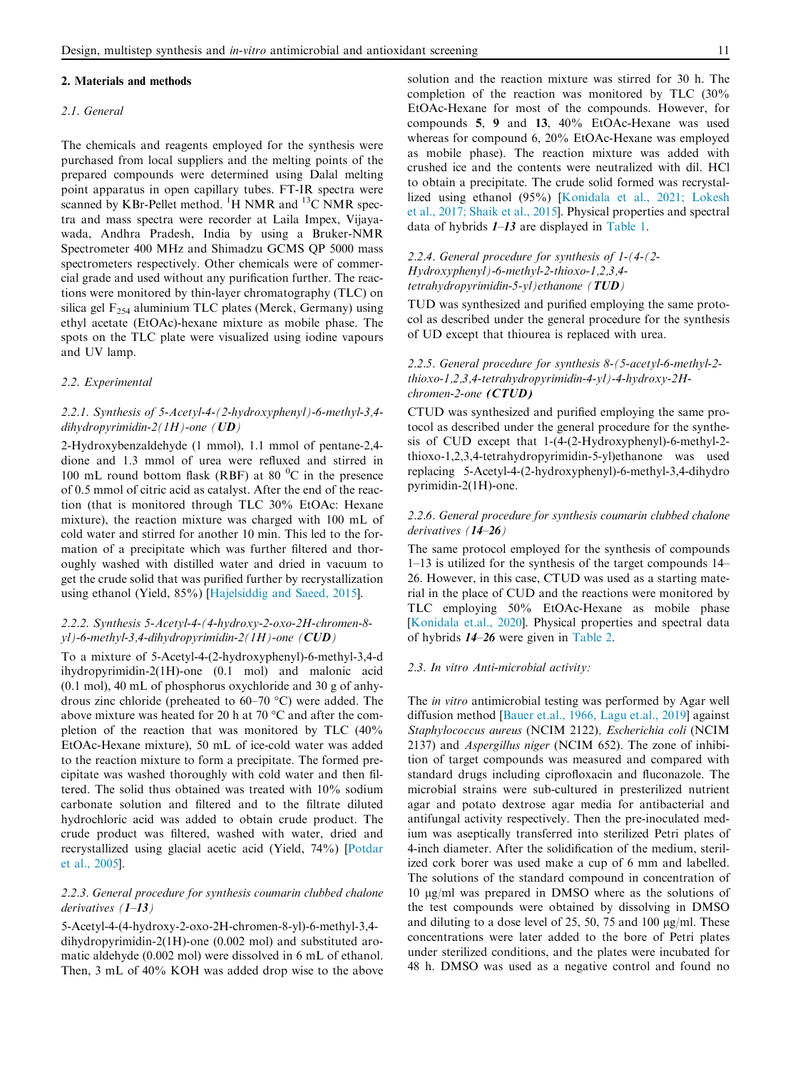## 2. Materials and methods

### 2.1. General

The chemicals and reagents employed for the synthesis were purchased from local suppliers and the melting points of the prepared compounds were determined using Dalal melting point apparatus in open capillary tubes. FT-IR spectra were scanned by KBr-Pellet method. $^{1}H$ NMR and $^{13}C$ NMR spectra and mass spectra were recorder at Laila Impex, Vijayawada, Andhra Pradesh, India by using a Bruker-NMR Spectrometer 400 MHz and Shimadzu GCMS QP 5000 mass spectrometers respectively. Other chemicals were of commercial grade and used without any purification further. The reactions were monitored by thin-layer chromatography (TLC) on silica gel $F_{254}$ aluminium TLC plates (Merck, Germany) using ethyl acetate (EtOAc)-hexane mixture as mobile phase. The spots on the TLC plate were visualized using iodine vapours and UV lamp.

### 2.2. Experimental

#### 2.2.1. Synthesis of 5-Acetyl-4-(2-hydroxyphenyl)-6-methyl-3,4-dihydropyrimidin-2(1H)-one (*UD*)

2-Hydroxybenzaldehyde (1 mmol), 1.1 mmol of pentane-2,4-dione and 1.3 mmol of urea were refluxed and stirred in 100 mL round bottom flask (RBF) at 80 $^{0}$C in the presence of 0.5 mmol of citric acid as catalyst. After the end of the reaction (that is monitored through TLC 30% EtOAc: Hexane mixture), the reaction mixture was charged with 100 mL of cold water and stirred for another 10 min. This led to the formation of a precipitate which was further filtered and thoroughly washed with distilled water and dried in vacuum to get the crude solid that was purified further by recrystallization using ethanol (Yield, 85%) [Hajelsiddig and Saeed, 2015].

#### 2.2.2. Synthesis 5-Acetyl-4-(4-hydroxy-2-oxo-2H-chromen-8-yl)-6-methyl-3,4-dihydropyrimidin-2(1H)-one (*CUD*)

To a mixture of 5-Acetyl-4-(2-hydroxyphenyl)-6-methyl-3,4-dihydropyrimidin-2(1H)-one (0.1 mol) and malonic acid (0.1 mol), 40 mL of phosphorus oxychloride and 30 g of anhydrous zinc chloride (preheated to 60–70 °C) were added. The above mixture was heated for 20 h at 70 °C and after the completion of the reaction that was monitored by TLC (40% EtOAc-Hexane mixture), 50 mL of ice-cold water was added to the reaction mixture to form a precipitate. The formed precipitate was washed thoroughly with cold water and then filtered. The solid thus obtained was treated with 10% sodium carbonate solution and filtered and to the filtrate diluted hydrochloric acid was added to obtain crude product. The crude product was filtered, washed with water, dried and recrystallized using glacial acetic acid (Yield, 74%) [Potdar et al., 2005].

#### 2.2.3. General procedure for synthesis coumarin clubbed chalone derivatives (*1–13*)

5-Acetyl-4-(4-hydroxy-2-oxo-2H-chromen-8-yl)-6-methyl-3,4-dihydropyrimidin-2(1H)-one (0.002 mol) and substituted aromatic aldehyde (0.002 mol) were dissolved in 6 mL of ethanol. Then, 3 mL of 40% KOH was added drop wise to the above solution and the reaction mixture was stirred for 30 h. The completion of the reaction was monitored by TLC (30% EtOAc-Hexane for most of the compounds. However, for compounds **5**, **9** and **13**, 40% EtOAc-Hexane was used whereas for compound 6, 20% EtOAc-Hexane was employed as mobile phase). The reaction mixture was added with crushed ice and the contents were neutralized with dil. HCl to obtain a precipitate. The crude solid formed was recrystallized using ethanol (95%) [Konidala et al., 2021; Lokesh et al., 2017; Shaik et al., 2015]. Physical properties and spectral data of hybrids ***1*–*13*** are displayed in Table 1.

#### 2.2.4. General procedure for synthesis of 1-(4-(2-Hydroxyphenyl)-6-methyl-2-thioxo-1,2,3,4-tetrahydropyrimidin-5-yl)ethanone (*TUD*)

TUD was synthesized and purified employing the same protocol as described under the general procedure for the synthesis of UD except that thiourea is replaced with urea.

#### 2.2.5. General procedure for synthesis 8-(5-acetyl-6-methyl-2-thioxo-1,2,3,4-tetrahydropyrimidin-4-yl)-4-hydroxy-2H-chromen-2-one (*CTUD*)

CTUD was synthesized and purified employing the same protocol as described under the general procedure for the synthesis of CUD except that 1-(4-(2-Hydroxyphenyl)-6-methyl-2-thioxo-1,2,3,4-tetrahydropyrimidin-5-yl)ethanone was used replacing 5-Acetyl-4-(2-hydroxyphenyl)-6-methyl-3,4-dihydropyrimidin-2(1H)-one.

#### 2.2.6. General procedure for synthesis coumarin clubbed chalone derivatives (*14–26*)

The same protocol employed for the synthesis of compounds 1–13 is utilized for the synthesis of the target compounds 14–26. However, in this case, CTUD was used as a starting material in the place of CUD and the reactions were monitored by TLC employing 50% EtOAc-Hexane as mobile phase [Konidala et.al., 2020]. Physical properties and spectral data of hybrids ***14*–*26*** were given in Table 2.

### 2.3. In vitro Anti-microbial activity:

The *in vitro* antimicrobial testing was performed by Agar well diffusion method [Bauer et.al., 1966, Lagu et.al., 2019] against *Staphylococcus aureus* (NCIM 2122), *Escherichia coli* (NCIM 2137) and *Aspergillus niger* (NCIM 652). The zone of inhibition of target compounds was measured and compared with standard drugs including ciprofloxacin and fluconazole. The microbial strains were sub-cultured in presterilized nutrient agar and potato dextrose agar media for antibacterial and antifungal activity respectively. Then the pre-inoculated medium was aseptically transferred into sterilized Petri plates of 4-inch diameter. After the solidification of the medium, sterilized cork borer was used make a cup of 6 mm and labelled. The solutions of the standard compound in concentration of 10 μg/ml was prepared in DMSO where as the solutions of the test compounds were obtained by dissolving in DMSO and diluting to a dose level of 25, 50, 75 and 100 μg/ml. These concentrations were later added to the bore of Petri plates under sterilized conditions, and the plates were incubated for 48 h. DMSO was used as a negative control and found no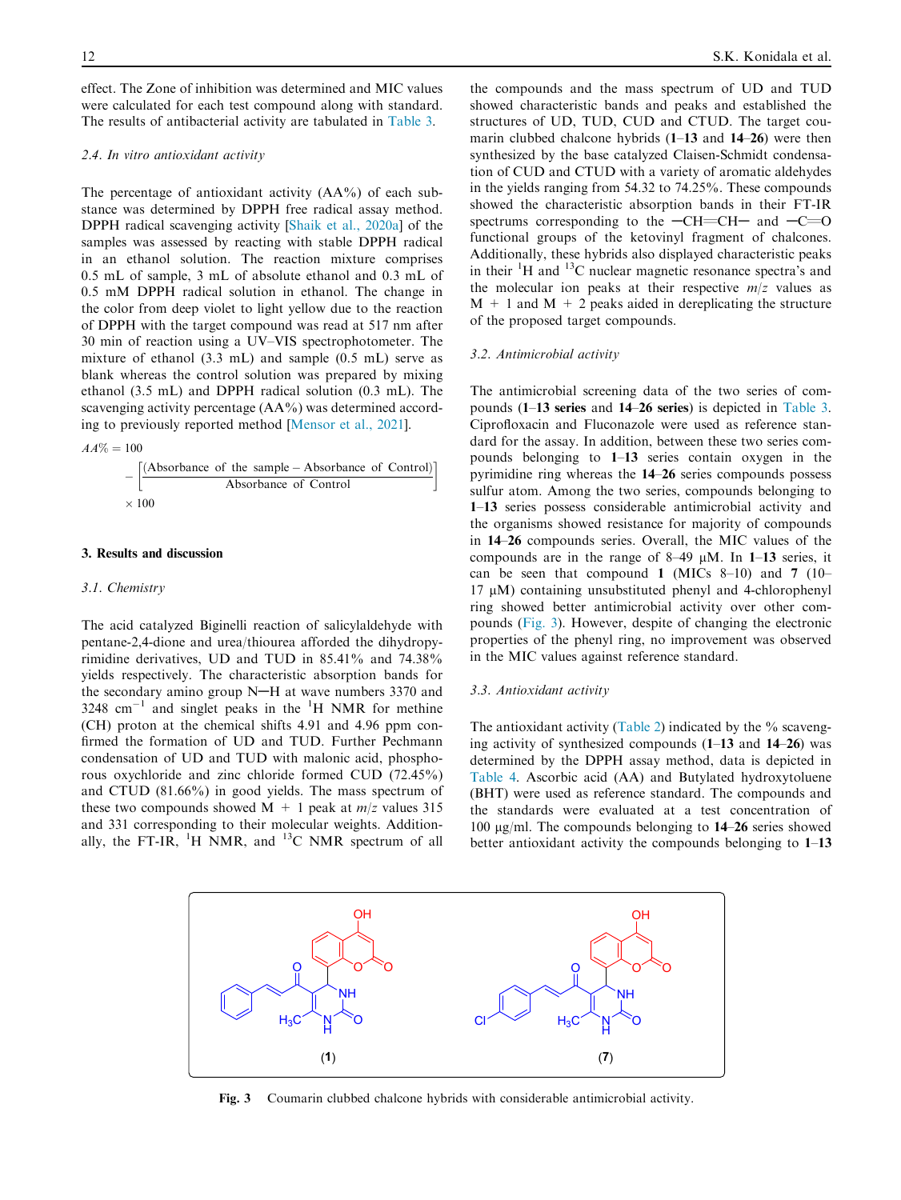effect. The Zone of inhibition was determined and MIC values were calculated for each test compound along with standard. The results of antibacterial activity are tabulated in Table 3.

### 2.4. In vitro antioxidant activity

The percentage of antioxidant activity (AA%) of each substance was determined by DPPH free radical assay method. DPPH radical scavenging activity [Shaik et al., 2020a] of the samples was assessed by reacting with stable DPPH radical in an ethanol solution. The reaction mixture comprises 0.5 mL of sample, 3 mL of absolute ethanol and 0.3 mL of 0.5 mM DPPH radical solution in ethanol. The change in the color from deep violet to light yellow due to the reaction of DPPH with the target compound was read at 517 nm after 30 min of reaction using a UV–VIS spectrophotometer. The mixture of ethanol (3.3 mL) and sample (0.5 mL) serve as blank whereas the control solution was prepared by mixing ethanol (3.5 mL) and DPPH radical solution (0.3 mL). The scavenging activity percentage (AA%) was determined according to previously reported method [Mensor et al., 2021].

$$AA\% = 100 - \left[\frac{(\text{Absorbance of the sample} - \text{Absorbance of Control})}{\text{Absorbance of Control}}\right] \times 100$$

## 3. Results and discussion

### 3.1. Chemistry

The acid catalyzed Biginelli reaction of salicylaldehyde with pentane-2,4-dione and urea/thiourea afforded the dihydropyrimidine derivatives, UD and TUD in 85.41% and 74.38% yields respectively. The characteristic absorption bands for the secondary amino group N—H at wave numbers 3370 and 3248 $cm^{-1}$ and singlet peaks in the $^{1}H$ NMR for methine (CH) proton at the chemical shifts 4.91 and 4.96 ppm confirmed the formation of UD and TUD. Further Pechmann condensation of UD and TUD with malonic acid, phosphorous oxychloride and zinc chloride formed CUD (72.45%) and CTUD (81.66%) in good yields. The mass spectrum of these two compounds showed M + 1 peak at $m/z$ values 315 and 331 corresponding to their molecular weights. Additionally, the FT-IR, $^{1}H$ NMR, and $^{13}C$ NMR spectrum of all the compounds and the mass spectrum of UD and TUD showed characteristic bands and peaks and established the structures of UD, TUD, CUD and CTUD. The target coumarin clubbed chalcone hybrids (**1**–**13** and **14**–**26**) were then synthesized by the base catalyzed Claisen-Schmidt condensation of CUD and CTUD with a variety of aromatic aldehydes in the yields ranging from 54.32 to 74.25%. These compounds showed the characteristic absorption bands in their FT-IR spectrums corresponding to the —CH=CH— and —C=O functional groups of the ketovinyl fragment of chalcones. Additionally, these hybrids also displayed characteristic peaks in their $^{1}H$ and $^{13}C$ nuclear magnetic resonance spectra's and the molecular ion peaks at their respective $m/z$ values as M + 1 and M + 2 peaks aided in dereplicating the structure of the proposed target compounds.

### 3.2. Antimicrobial activity

The antimicrobial screening data of the two series of compounds (**1**–**13 series** and **14**–**26 series**) is depicted in Table 3. Ciprofloxacin and Fluconazole were used as reference standard for the assay. In addition, between these two series compounds belonging to **1**–**13** series contain oxygen in the pyrimidine ring whereas the **14**–**26** series compounds possess sulfur atom. Among the two series, compounds belonging to **1**–**13** series possess considerable antimicrobial activity and the organisms showed resistance for majority of compounds in **14**–**26** compounds series. Overall, the MIC values of the compounds are in the range of 8–49 μM. In **1**–**13** series, it can be seen that compound **1** (MICs 8–10) and **7** (10–17 μM) containing unsubstituted phenyl and 4-chlorophenyl ring showed better antimicrobial activity over other compounds (Fig. 3). However, despite of changing the electronic properties of the phenyl ring, no improvement was observed in the MIC values against reference standard.

### 3.3. Antioxidant activity

The antioxidant activity (Table 2) indicated by the % scavenging activity of synthesized compounds (**1**–**13** and **14**–**26**) was determined by the DPPH assay method, data is depicted in Table 4. Ascorbic acid (AA) and Butylated hydroxytoluene (BHT) were used as reference standard. The compounds and the standards were evaluated at a test concentration of 100 μg/ml. The compounds belonging to **14**–**26** series showed better antioxidant activity the compounds belonging to **1**–**13**

**Fig. 3** Coumarin clubbed chalcone hybrids with considerable antimicrobial activity.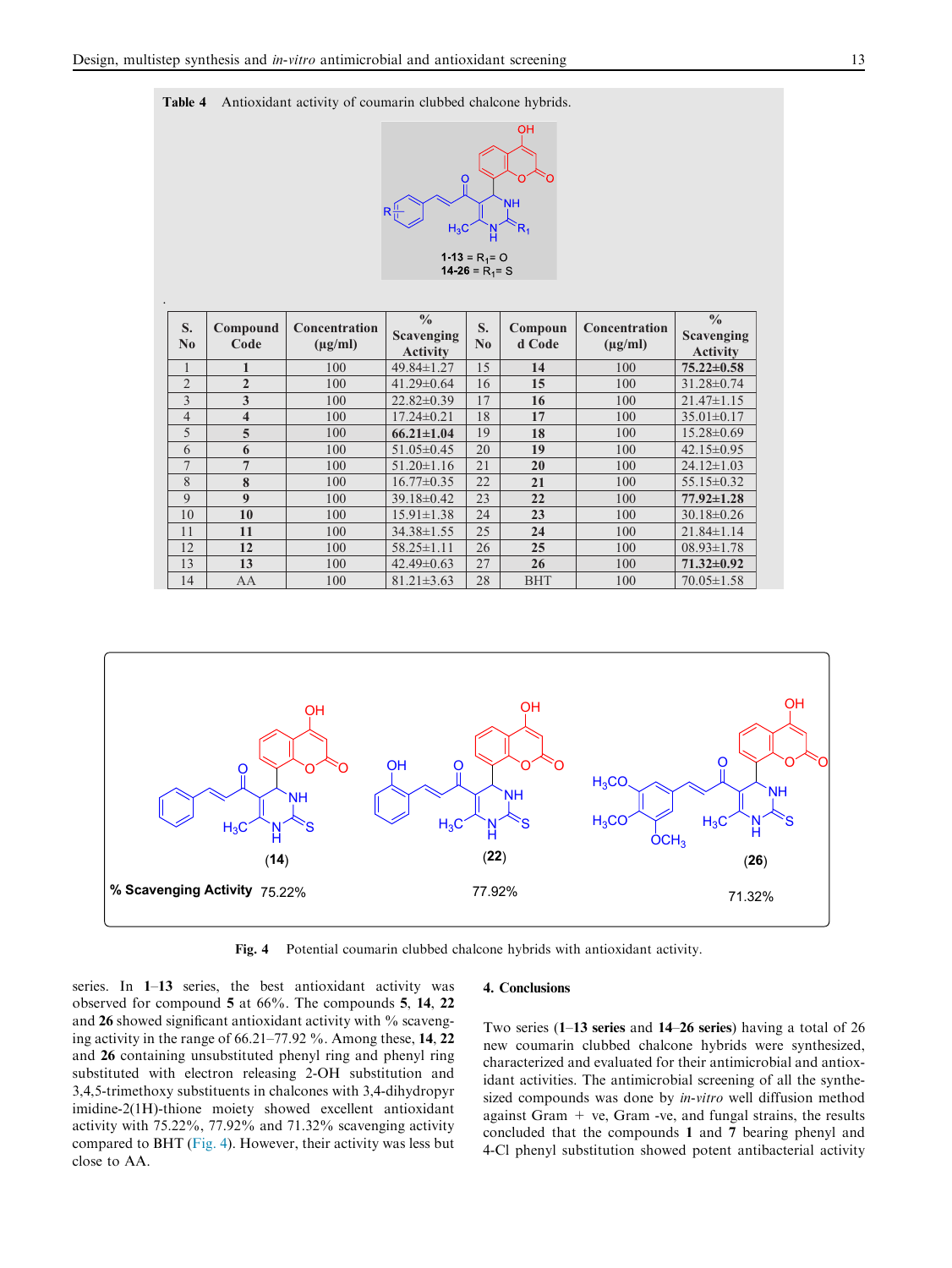**Table 4** Antioxidant activity of coumarin clubbed chalcone hybrids.

**1-13** = $R_1$= O
**14-26** = $R_1$= S

| S. No | Compound Code | Concentration (μg/ml) | % Scavenging Activity | S. No | Compound Code | Concentration (μg/ml) | % Scavenging Activity |
|---|---|---|---|---|---|---|---|
| 1 | **1** | 100 | 49.84±1.27 | 15 | **14** | 100 | **75.22±0.58** |
| 2 | **2** | 100 | 41.29±0.64 | 16 | **15** | 100 | 31.28±0.74 |
| 3 | **3** | 100 | 22.82±0.39 | 17 | **16** | 100 | 21.47±1.15 |
| 4 | **4** | 100 | 17.24±0.21 | 18 | **17** | 100 | 35.01±0.17 |
| 5 | **5** | 100 | **66.21±1.04** | 19 | **18** | 100 | 15.28±0.69 |
| 6 | **6** | 100 | 51.05±0.45 | 20 | **19** | 100 | 42.15±0.95 |
| 7 | **7** | 100 | 51.20±1.16 | 21 | **20** | 100 | 24.12±1.03 |
| 8 | **8** | 100 | 16.77±0.35 | 22 | **21** | 100 | 55.15±0.32 |
| 9 | **9** | 100 | 39.18±0.42 | 23 | **22** | 100 | **77.92±1.28** |
| 10 | **10** | 100 | 15.91±1.38 | 24 | **23** | 100 | 30.18±0.26 |
| 11 | **11** | 100 | 34.38±1.55 | 25 | **24** | 100 | 21.84±1.14 |
| 12 | **12** | 100 | 58.25±1.11 | 26 | **25** | 100 | 08.93±1.78 |
| 13 | **13** | 100 | 42.49±0.63 | 27 | **26** | 100 | **71.32±0.92** |
| 14 | AA | 100 | 81.21±3.63 | 28 | BHT | 100 | 70.05±1.58 |

(**14**) (**22**) (**26**)

% Scavenging Activity 75.22% 77.92% 71.32%

**Fig. 4** Potential coumarin clubbed chalcone hybrids with antioxidant activity.

series. In **1–13** series, the best antioxidant activity was observed for compound **5** at 66%. The compounds **5**, **14**, **22** and **26** showed significant antioxidant activity with % scavenging activity in the range of 66.21–77.92 %. Among these, **14**, **22** and **26** containing unsubstituted phenyl ring and phenyl ring substituted with electron releasing 2-OH substitution and 3,4,5-trimethoxy substituents in chalcones with 3,4-dihydropyrimidine-2(1H)-thione moiety showed excellent antioxidant activity with 75.22%, 77.92% and 71.32% scavenging activity compared to BHT (Fig. 4). However, their activity was less but close to AA.

## 4. Conclusions

Two series (**1–13 series** and **14–26 series**) having a total of 26 new coumarin clubbed chalcone hybrids were synthesized, characterized and evaluated for their antimicrobial and antioxidant activities. The antimicrobial screening of all the synthesized compounds was done by *in-vitro* well diffusion method against Gram + ve, Gram -ve, and fungal strains, the results concluded that the compounds **1** and **7** bearing phenyl and 4-Cl phenyl substitution showed potent antibacterial activity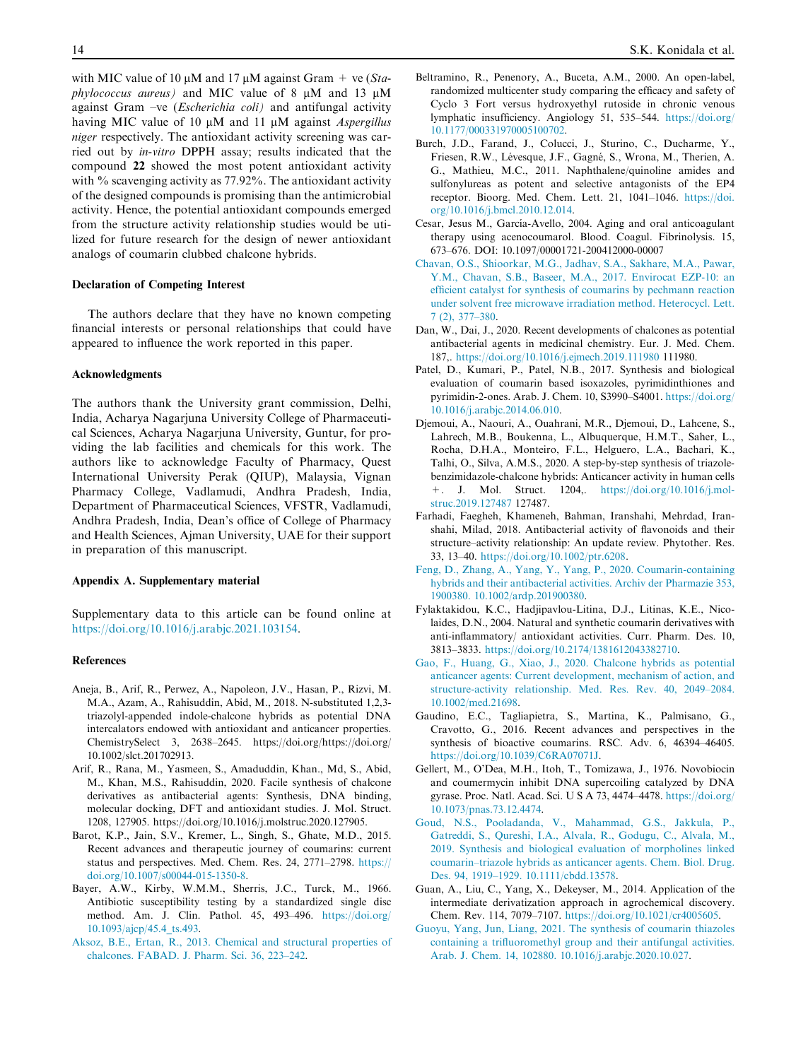with MIC value of 10 μM and 17 μM against Gram + ve (*Staphylococcus aureus)* and MIC value of 8 μM and 13 μM against Gram –ve (*Escherichia coli)* and antifungal activity having MIC value of 10 μM and 11 μM against *Aspergillus niger* respectively. The antioxidant activity screening was carried out by *in-vitro* DPPH assay; results indicated that the compound **22** showed the most potent antioxidant activity with % scavenging activity as 77.92%. The antioxidant activity of the designed compounds is promising than the antimicrobial activity. Hence, the potential antioxidant compounds emerged from the structure activity relationship studies would be utilized for future research for the design of newer antioxidant analogs of coumarin clubbed chalcone hybrids.

### Declaration of Competing Interest

The authors declare that they have no known competing financial interests or personal relationships that could have appeared to influence the work reported in this paper.

### Acknowledgments

The authors thank the University grant commission, Delhi, India, Acharya Nagarjuna University College of Pharmaceutical Sciences, Acharya Nagarjuna University, Guntur, for providing the lab facilities and chemicals for this work. The authors like to acknowledge Faculty of Pharmacy, Quest International University Perak (QIUP), Malaysia, Vignan Pharmacy College, Vadlamudi, Andhra Pradesh, India, Department of Pharmaceutical Sciences, VFSTR, Vadlamudi, Andhra Pradesh, India, Dean's office of College of Pharmacy and Health Sciences, Ajman University, UAE for their support in preparation of this manuscript.

### Appendix A. Supplementary material

Supplementary data to this article can be found online at https://doi.org/10.1016/j.arabjc.2021.103154.

### References

Aneja, B., Arif, R., Perwez, A., Napoleon, J.V., Hasan, P., Rizvi, M. M.A., Azam, A., Rahisuddin, Abid, M., 2018. N-substituted 1,2,3-triazolyl-appended indole-chalcone hybrids as potential DNA intercalators endowed with antioxidant and anticancer properties. ChemistrySelect 3, 2638–2645. https://doi.org/https://doi.org/10.1002/slct.201702913.

Arif, R., Rana, M., Yasmeen, S., Amaduddin, Khan., Md, S., Abid, M., Khan, M.S., Rahisuddin, 2020. Facile synthesis of chalcone derivatives as antibacterial agents: Synthesis, DNA binding, molecular docking, DFT and antioxidant studies. J. Mol. Struct. 1208, 127905. https://doi.org/10.1016/j.molstruc.2020.127905.

Barot, K.P., Jain, S.V., Kremer, L., Singh, S., Ghate, M.D., 2015. Recent advances and therapeutic journey of coumarins: current status and perspectives. Med. Chem. Res. 24, 2771–2798. https://doi.org/10.1007/s00044-015-1350-8.

Bayer, A.W., Kirby, W.M.M., Sherris, J.C., Turck, M., 1966. Antibiotic susceptibility testing by a standardized single disc method. Am. J. Clin. Pathol. 45, 493–496. https://doi.org/10.1093/ajcp/45.4_ts.493.

Aksoz, B.E., Ertan, R., 2013. Chemical and structural properties of chalcones. FABAD. J. Pharm. Sci. 36, 223–242.

Beltramino, R., Penenory, A., Buceta, A.M., 2000. An open-label, randomized multicenter study comparing the efficacy and safety of Cyclo 3 Fort versus hydroxyethyl rutoside in chronic venous lymphatic insufficiency. Angiology 51, 535–544. https://doi.org/10.1177/000331970005100702.

Burch, J.D., Farand, J., Colucci, J., Sturino, C., Ducharme, Y., Friesen, R.W., Lévesque, J.F., Gagné, S., Wrona, M., Therien, A. G., Mathieu, M.C., 2011. Naphthalene/quinoline amides and sulfonylureas as potent and selective antagonists of the EP4 receptor. Bioorg. Med. Chem. Lett. 21, 1041–1046. https://doi.org/10.1016/j.bmcl.2010.12.014.

Cesar, Jesus M., García-Avello, 2004. Aging and oral anticoagulant therapy using acenocoumarol. Blood. Coagul. Fibrinolysis. 15, 673–676. DOI: 10.1097/00001721-200412000-00007

Chavan, O.S., Shioorkar, M.G., Jadhav, S.A., Sakhare, M.A., Pawar, Y.M., Chavan, S.B., Baseer, M.A., 2017. Envirocat EZP-10: an efficient catalyst for synthesis of coumarins by pechmann reaction under solvent free microwave irradiation method. Heterocycl. Lett. 7 (2), 377–380.

Dan, W., Dai, J., 2020. Recent developments of chalcones as potential antibacterial agents in medicinal chemistry. Eur. J. Med. Chem. 187,. https://doi.org/10.1016/j.ejmech.2019.111980 111980.

Patel, D., Kumari, P., Patel, N.B., 2017. Synthesis and biological evaluation of coumarin based isoxazoles, pyrimidinthiones and pyrimidin-2-ones. Arab. J. Chem. 10, S3990–S4001. https://doi.org/10.1016/j.arabjc.2014.06.010.

Djemoui, A., Naouri, A., Ouahrani, M.R., Djemoui, D., Lahcene, S., Lahrech, M.B., Boukenna, L., Albuquerque, H.M.T., Saher, L., Rocha, D.H.A., Monteiro, F.L., Helguero, L.A., Bachari, K., Talhi, O., Silva, A.M.S., 2020. A step-by-step synthesis of triazole-benzimidazole-chalcone hybrids: Anticancer activity in human cells +. J. Mol. Struct. 1204,. https://doi.org/10.1016/j.molstruc.2019.127487 127487.

Farhadi, Faegheh, Khameneh, Bahman, Iranshahi, Mehrdad, Iranshahi, Milad, 2018. Antibacterial activity of flavonoids and their structure–activity relationship: An update review. Phytother. Res. 33, 13–40. https://doi.org/10.1002/ptr.6208.

Feng, D., Zhang, A., Yang, Y., Yang, P., 2020. Coumarin-containing hybrids and their antibacterial activities. Archiv der Pharmazie 353, 1900380. 10.1002/ardp.201900380.

Fylaktakidou, K.C., Hadjipavlou-Litina, D.J., Litinas, K.E., Nicolaides, D.N., 2004. Natural and synthetic coumarin derivatives with anti-inflammatory/ antioxidant activities. Curr. Pharm. Des. 10, 3813–3833. https://doi.org/10.2174/1381612043382710.

Gao, F., Huang, G., Xiao, J., 2020. Chalcone hybrids as potential anticancer agents: Current development, mechanism of action, and structure-activity relationship. Med. Res. Rev. 40, 2049–2084. 10.1002/med.21698.

Gaudino, E.C., Tagliapietra, S., Martina, K., Palmisano, G., Cravotto, G., 2016. Recent advances and perspectives in the synthesis of bioactive coumarins. RSC. Adv. 6, 46394–46405. https://doi.org/10.1039/C6RA07071J.

Gellert, M., O'Dea, M.H., Itoh, T., Tomizawa, J., 1976. Novobiocin and coumermycin inhibit DNA supercoiling catalyzed by DNA gyrase. Proc. Natl. Acad. Sci. U S A 73, 4474–4478. https://doi.org/10.1073/pnas.73.12.4474.

Goud, N.S., Pooladanda, V., Mahammad, G.S., Jakkula, P., Gatreddi, S., Qureshi, I.A., Alvala, R., Godugu, C., Alvala, M., 2019. Synthesis and biological evaluation of morpholines linked coumarin–triazole hybrids as anticancer agents. Chem. Biol. Drug. Des. 94, 1919–1929. 10.1111/cbdd.13578.

Guan, A., Liu, C., Yang, X., Dekeyser, M., 2014. Application of the intermediate derivatization approach in agrochemical discovery. Chem. Rev. 114, 7079–7107. https://doi.org/10.1021/cr4005605.

Guoyu, Yang, Jun, Liang, 2021. The synthesis of coumarin thiazoles containing a trifluoromethyl group and their antifungal activities. Arab. J. Chem. 14, 102880. 10.1016/j.arabjc.2020.10.027.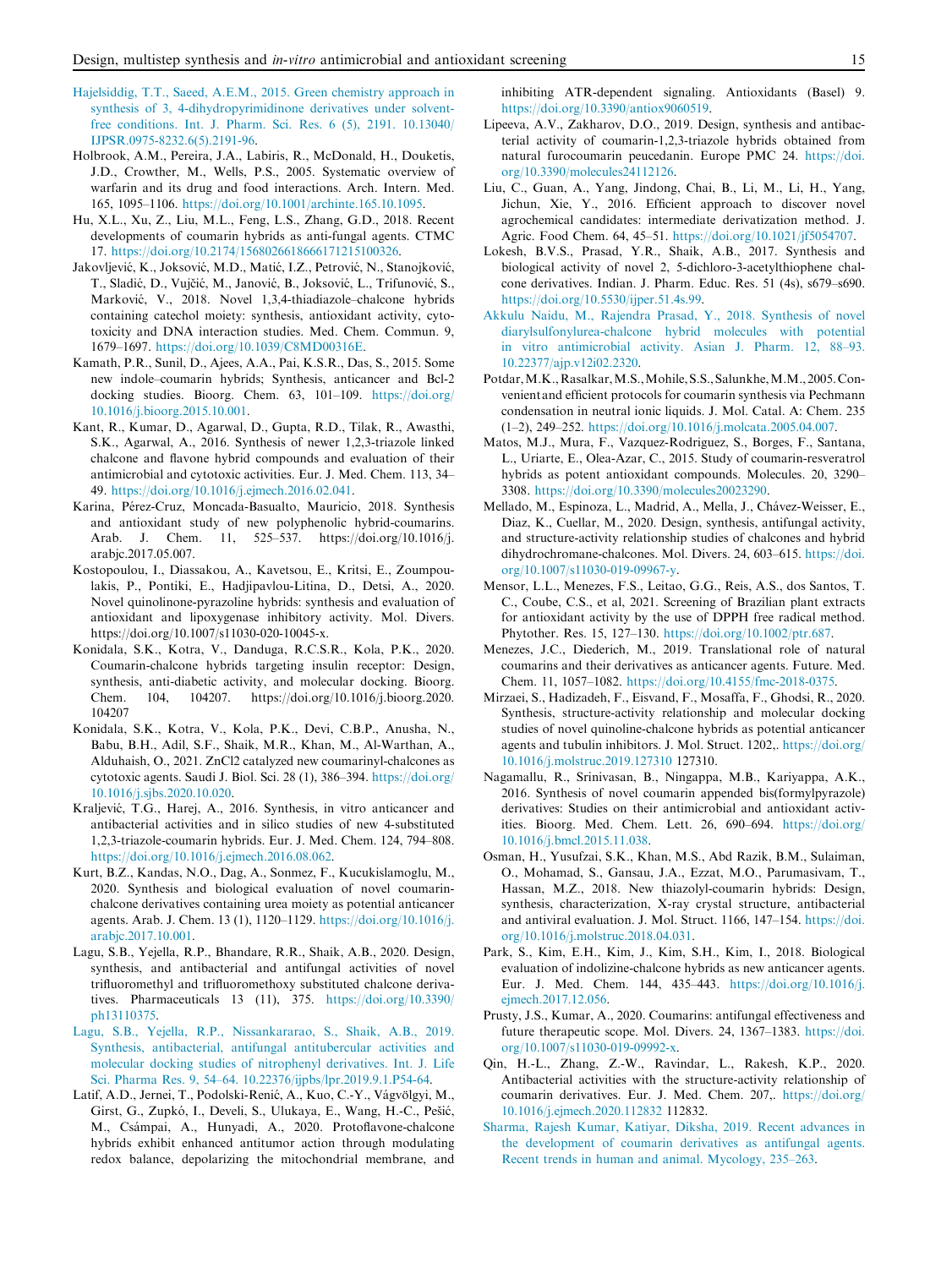Hajelsiddig, T.T., Saeed, A.E.M., 2015. Green chemistry approach in synthesis of 3, 4-dihydropyrimidinone derivatives under solvent-free conditions. Int. J. Pharm. Sci. Res. 6 (5), 2191. 10.13040/IJPSR.0975-8232.6(5).2191-96.

Holbrook, A.M., Pereira, J.A., Labiris, R., McDonald, H., Douketis, J.D., Crowther, M., Wells, P.S., 2005. Systematic overview of warfarin and its drug and food interactions. Arch. Intern. Med. 165, 1095–1106. https://doi.org/10.1001/archinte.165.10.1095.

Hu, X.L., Xu, Z., Liu, M.L., Feng, L.S., Zhang, G.D., 2018. Recent developments of coumarin hybrids as anti-fungal agents. CTMC 17. https://doi.org/10.2174/1568026618666171215100326.

Jakovljević, K., Joksović, M.D., Matić, I.Z., Petrović, N., Stanojković, T., Sladić, D., Vujčić, M., Janović, B., Joksović, L., Trifunović, S., Marković, V., 2018. Novel 1,3,4-thiadiazole–chalcone hybrids containing catechol moiety: synthesis, antioxidant activity, cytotoxicity and DNA interaction studies. Med. Chem. Commun. 9, 1679–1697. https://doi.org/10.1039/C8MD00316E.

Kamath, P.R., Sunil, D., Ajees, A.A., Pai, K.S.R., Das, S., 2015. Some new indole–coumarin hybrids; Synthesis, anticancer and Bcl-2 docking studies. Bioorg. Chem. 63, 101–109. https://doi.org/10.1016/j.bioorg.2015.10.001.

Kant, R., Kumar, D., Agarwal, D., Gupta, R.D., Tilak, R., Awasthi, S.K., Agarwal, A., 2016. Synthesis of newer 1,2,3-triazole linked chalcone and flavone hybrid compounds and evaluation of their antimicrobial and cytotoxic activities. Eur. J. Med. Chem. 113, 34–49. https://doi.org/10.1016/j.ejmech.2016.02.041.

Karina, Pérez-Cruz, Moncada-Basualto, Mauricio, 2018. Synthesis and antioxidant study of new polyphenolic hybrid-coumarins. Arab. J. Chem. 11, 525–537. https://doi.org/10.1016/j.arabjc.2017.05.007.

Kostopoulou, I., Diassakou, A., Kavetsou, E., Kritsi, E., Zoumpoulakis, P., Pontiki, E., Hadjipavlou-Litina, D., Detsi, A., 2020. Novel quinolinone-pyrazoline hybrids: synthesis and evaluation of antioxidant and lipoxygenase inhibitory activity. Mol. Divers. https://doi.org/10.1007/s11030-020-10045-x.

Konidala, S.K., Kotra, V., Danduga, R.C.S.R., Kola, P.K., 2020. Coumarin-chalcone hybrids targeting insulin receptor: Design, synthesis, anti-diabetic activity, and molecular docking. Bioorg. Chem. 104, 104207. https://doi.org/10.1016/j.bioorg.2020.104207

Konidala, S.K., Kotra, V., Kola, P.K., Devi, C.B.P., Anusha, N., Babu, B.H., Adil, S.F., Shaik, M.R., Khan, M., Al-Warthan, A., Alduhaish, O., 2021. ZnCl2 catalyzed new coumarinyl-chalcones as cytotoxic agents. Saudi J. Biol. Sci. 28 (1), 386–394. https://doi.org/10.1016/j.sjbs.2020.10.020.

Kraljević, T.G., Harej, A., 2016. Synthesis, in vitro anticancer and antibacterial activities and in silico studies of new 4-substituted 1,2,3-triazole-coumarin hybrids. Eur. J. Med. Chem. 124, 794–808. https://doi.org/10.1016/j.ejmech.2016.08.062.

Kurt, B.Z., Kandas, N.O., Dag, A., Sonmez, F., Kucukislamoglu, M., 2020. Synthesis and biological evaluation of novel coumarin-chalcone derivatives containing urea moiety as potential anticancer agents. Arab. J. Chem. 13 (1), 1120–1129. https://doi.org/10.1016/j.arabjc.2017.10.001.

Lagu, S.B., Yejella, R.P., Bhandare, R.R., Shaik, A.B., 2020. Design, synthesis, and antibacterial and antifungal activities of novel trifluoromethyl and trifluoromethoxy substituted chalcone derivatives. Pharmaceuticals 13 (11), 375. https://doi.org/10.3390/ph13110375.

Lagu, S.B., Yejella, R.P., Nissankararao, S., Shaik, A.B., 2019. Synthesis, antibacterial, antifungal antitubercular activities and molecular docking studies of nitrophenyl derivatives. Int. J. Life Sci. Pharma Res. 9, 54–64. 10.22376/ijpbs/lpr.2019.9.1.P54-64.

Latif, A.D., Jernei, T., Podolski-Renić, A., Kuo, C.-Y., Vágvölgyi, M., Girst, G., Zupkó, I., Develi, S., Ulukaya, E., Wang, H.-C., Pešić, M., Csámpai, A., Hunyadi, A., 2020. Protoflavone-chalcone hybrids exhibit enhanced antitumor action through modulating redox balance, depolarizing the mitochondrial membrane, and inhibiting ATR-dependent signaling. Antioxidants (Basel) 9. https://doi.org/10.3390/antiox9060519.

Lipeeva, A.V., Zakharov, D.O., 2019. Design, synthesis and antibacterial activity of coumarin-1,2,3-triazole hybrids obtained from natural furocoumarin peucedanin. Europe PMC 24. https://doi.org/10.3390/molecules24112126.

Liu, C., Guan, A., Yang, Jindong, Chai, B., Li, M., Li, H., Yang, Jichun, Xie, Y., 2016. Efficient approach to discover novel agrochemical candidates: intermediate derivatization method. J. Agric. Food Chem. 64, 45–51. https://doi.org/10.1021/jf5054707.

Lokesh, B.V.S., Prasad, Y.R., Shaik, A.B., 2017. Synthesis and biological activity of novel 2, 5-dichloro-3-acetylthiophene chalcone derivatives. Indian. J. Pharm. Educ. Res. 51 (4s), s679–s690. https://doi.org/10.5530/ijper.51.4s.99.

Akkulu Naidu, M., Rajendra Prasad, Y., 2018. Synthesis of novel diarylsulfonylurea-chalcone hybrid molecules with potential in vitro antimicrobial activity. Asian J. Pharm. 12, 88–93. 10.22377/ajp.v12i02.2320.

Potdar, M.K., Rasalkar, M.S., Mohile, S.S., Salunkhe, M.M., 2005. Convenient and efficient protocols for coumarin synthesis via Pechmann condensation in neutral ionic liquids. J. Mol. Catal. A: Chem. 235 (1–2), 249–252. https://doi.org/10.1016/j.molcata.2005.04.007.

Matos, M.J., Mura, F., Vazquez-Rodriguez, S., Borges, F., Santana, L., Uriarte, E., Olea-Azar, C., 2015. Study of coumarin-resveratrol hybrids as potent antioxidant compounds. Molecules. 20, 3290–3308. https://doi.org/10.3390/molecules20023290.

Mellado, M., Espinoza, L., Madrid, A., Mella, J., Chávez-Weisser, E., Diaz, K., Cuellar, M., 2020. Design, synthesis, antifungal activity, and structure-activity relationship studies of chalcones and hybrid dihydrochromane-chalcones. Mol. Divers. 24, 603–615. https://doi.org/10.1007/s11030-019-09967-y.

Mensor, L.L., Menezes, F.S., Leitao, G.G., Reis, A.S., dos Santos, T. C., Coube, C.S., et al, 2021. Screening of Brazilian plant extracts for antioxidant activity by the use of DPPH free radical method. Phytother. Res. 15, 127–130. https://doi.org/10.1002/ptr.687.

Menezes, J.C., Diederich, M., 2019. Translational role of natural coumarins and their derivatives as anticancer agents. Future. Med. Chem. 11, 1057–1082. https://doi.org/10.4155/fmc-2018-0375.

Mirzaei, S., Hadizadeh, F., Eisvand, F., Mosaffa, F., Ghodsi, R., 2020. Synthesis, structure-activity relationship and molecular docking studies of novel quinoline-chalcone hybrids as potential anticancer agents and tubulin inhibitors. J. Mol. Struct. 1202,. https://doi.org/10.1016/j.molstruc.2019.127310 127310.

Nagamallu, R., Srinivasan, B., Ningappa, M.B., Kariyappa, A.K., 2016. Synthesis of novel coumarin appended bis(formylpyrazole) derivatives: Studies on their antimicrobial and antioxidant activities. Bioorg. Med. Chem. Lett. 26, 690–694. https://doi.org/10.1016/j.bmcl.2015.11.038.

Osman, H., Yusufzai, S.K., Khan, M.S., Abd Razik, B.M., Sulaiman, O., Mohamad, S., Gansau, J.A., Ezzat, M.O., Parumasivam, T., Hassan, M.Z., 2018. New thiazolyl-coumarin hybrids: Design, synthesis, characterization, X-ray crystal structure, antibacterial and antiviral evaluation. J. Mol. Struct. 1166, 147–154. https://doi.org/10.1016/j.molstruc.2018.04.031.

Park, S., Kim, E.H., Kim, J., Kim, S.H., Kim, I., 2018. Biological evaluation of indolizine-chalcone hybrids as new anticancer agents. Eur. J. Med. Chem. 144, 435–443. https://doi.org/10.1016/j.ejmech.2017.12.056.

Prusty, J.S., Kumar, A., 2020. Coumarins: antifungal effectiveness and future therapeutic scope. Mol. Divers. 24, 1367–1383. https://doi.org/10.1007/s11030-019-09992-x.

Qin, H.-L., Zhang, Z.-W., Ravindar, L., Rakesh, K.P., 2020. Antibacterial activities with the structure-activity relationship of coumarin derivatives. Eur. J. Med. Chem. 207,. https://doi.org/10.1016/j.ejmech.2020.112832 112832.

Sharma, Rajesh Kumar, Katiyar, Diksha, 2019. Recent advances in the development of coumarin derivatives as antifungal agents. Recent trends in human and animal. Mycology, 235–263.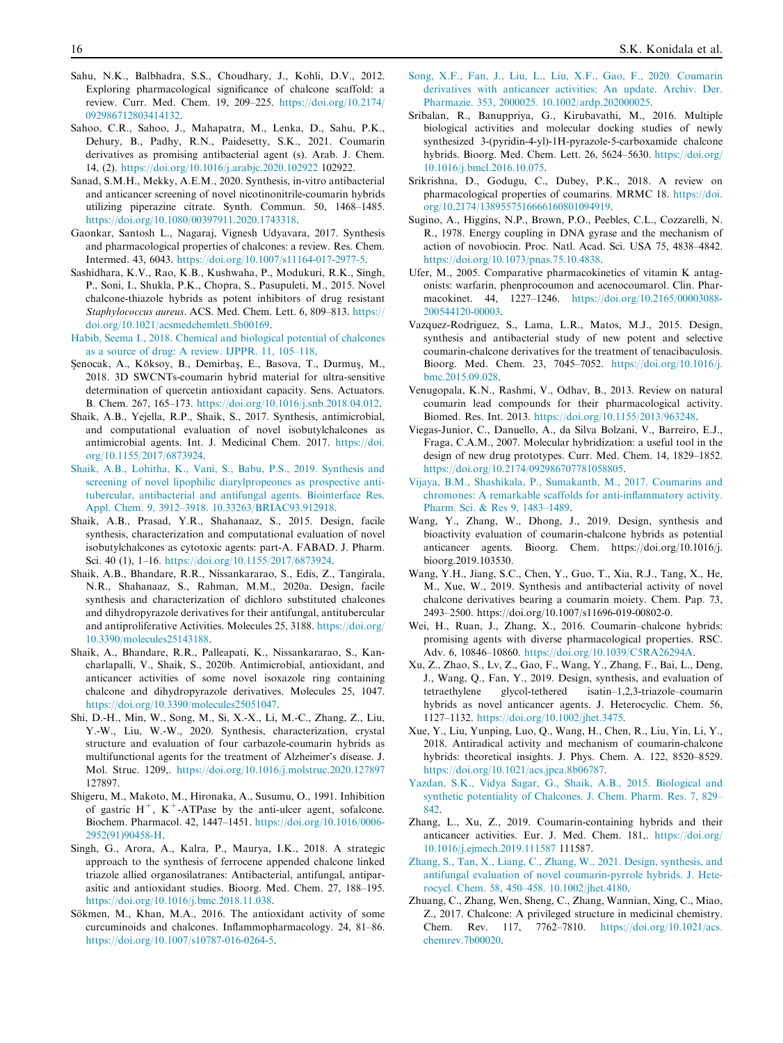Sahu, N.K., Balbhadra, S.S., Choudhary, J., Kohli, D.V., 2012. Exploring pharmacological significance of chalcone scaffold: a review. Curr. Med. Chem. 19, 209–225. https://doi.org/10.2174/092986712803414132.

Sahoo, C.R., Sahoo, J., Mahapatra, M., Lenka, D., Sahu, P.K., Dehury, B., Padhy, R.N., Paidesetty, S.K., 2021. Coumarin derivatives as promising antibacterial agent (s). Arab. J. Chem. 14, (2). https://doi.org/10.1016/j.arabjc.2020.102922 102922.

Sanad, S.M.H., Mekky, A.E.M., 2020. Synthesis, in-vitro antibacterial and anticancer screening of novel nicotinonitrile-coumarin hybrids utilizing piperazine citrate. Synth. Commun. 50, 1468–1485. https://doi.org/10.1080/00397911.2020.1743318.

Gaonkar, Santosh L., Nagaraj, Vignesh Udyavara, 2017. Synthesis and pharmacological properties of chalcones: a review. Res. Chem. Intermed. 43, 6043. https://doi.org/10.1007/s11164-017-2977-5.

Sashidhara, K.V., Rao, K.B., Kushwaha, P., Modukuri, R.K., Singh, P., Soni, I., Shukla, P.K., Chopra, S., Pasupuleti, M., 2015. Novel chalcone-thiazole hybrids as potent inhibitors of drug resistant *Staphylococcus aureus*. ACS. Med. Chem. Lett. 6, 809–813. https://doi.org/10.1021/acsmedchemlett.5b00169.

Habib, Seema I., 2018. Chemical and biological potential of chalcones as a source of drug: A review. IJPPR. 11, 105–118.

Şenocak, A., Köksoy, B., Demirbaş, E., Basova, T., Durmuş, M., 2018. 3D SWCNTs-coumarin hybrid material for ultra-sensitive determination of quercetin antioxidant capacity. Sens. Actuators. B. Chem. 267, 165–173. https://doi.org/10.1016/j.snb.2018.04.012.

Shaik, A.B., Yejella, R.P., Shaik, S., 2017. Synthesis, antimicrobial, and computational evaluation of novel isobutylchalcones as antimicrobial agents. Int. J. Medicinal Chem. 2017. https://doi.org/10.1155/2017/6873924.

Shaik, A.B., Lohitha, K., Vani, S., Babu, P.S., 2019. Synthesis and screening of novel lipophilic diarylpropeones as prospective antitubercular, antibacterial and antifungal agents. Biointerface Res. Appl. Chem. 9, 3912–3918. 10.33263/BRIAC93.912918.

Shaik, A.B., Prasad, Y.R., Shahanaaz, S., 2015. Design, facile synthesis, characterization and computational evaluation of novel isobutylchalcones as cytotoxic agents: part-A. FABAD. J. Pharm. Sci. 40 (1), 1–16. https://doi.org/10.1155/2017/6873924.

Shaik, A.B., Bhandare, R.R., Nissankararao, S., Edis, Z., Tangirala, N.R., Shahanaaz, S., Rahman, M.M., 2020a. Design, facile synthesis and characterization of dichloro substituted chalcones and dihydropyrazole derivatives for their antifungal, antitubercular and antiproliferative Activities. Molecules 25, 3188. https://doi.org/10.3390/molecules25143188.

Shaik, A., Bhandare, R.R., Palleapati, K., Nissankararao, S., Kancharlapalli, V., Shaik, S., 2020b. Antimicrobial, antioxidant, and anticancer activities of some novel isoxazole ring containing chalcone and dihydropyrazole derivatives. Molecules 25, 1047. https://doi.org/10.3390/molecules25051047.

Shi, D.-H., Min, W., Song, M., Si, X.-X., Li, M.-C., Zhang, Z., Liu, Y.-W., Liu, W.-W., 2020. Synthesis, characterization, crystal structure and evaluation of four carbazole-coumarin hybrids as multifunctional agents for the treatment of Alzheimer's disease. J. Mol. Struc. 1209,. https://doi.org/10.1016/j.molstruc.2020.127897 127897.

Shigeru, M., Makoto, M., Hironaka, A., Susumu, O., 1991. Inhibition of gastric $H^+$, $K^+$-ATPase by the anti-ulcer agent, sofalcone. Biochem. Pharmacol. 42, 1447–1451. https://doi.org/10.1016/0006-2952(91)90458-H.

Singh, G., Arora, A., Kalra, P., Maurya, I.K., 2018. A strategic approach to the synthesis of ferrocene appended chalcone linked triazole allied organosilatranes: Antibacterial, antifungal, antiparasitic and antioxidant studies. Bioorg. Med. Chem. 27, 188–195. https://doi.org/10.1016/j.bmc.2018.11.038.

Sökmen, M., Khan, M.A., 2016. The antioxidant activity of some curcuminoids and chalcones. Inflammopharmacology. 24, 81–86. https://doi.org/10.1007/s10787-016-0264-5.

Song, X.F., Fan, J., Liu, L., Liu, X.F., Gao, F., 2020. Coumarin derivatives with anticancer activities: An update. Archiv. Der. Pharmazie. 353, 2000025. 10.1002/ardp.202000025.

Sribalan, R., Banuppriya, G., Kirubavathi, M., 2016. Multiple biological activities and molecular docking studies of newly synthesized 3-(pyridin-4-yl)-1H-pyrazole-5-carboxamide chalcone hybrids. Bioorg. Med. Chem. Lett. 26, 5624–5630. https://doi.org/10.1016/j.bmcl.2016.10.075.

Srikrishna, D., Godugu, C., Dubey, P.K., 2018. A review on pharmacological properties of coumarins. MRMC 18. https://doi.org/10.2174/1389557516666160801094919.

Sugino, A., Higgins, N.P., Brown, P.O., Peebles, C.L., Cozzarelli, N. R., 1978. Energy coupling in DNA gyrase and the mechanism of action of novobiocin. Proc. Natl. Acad. Sci. USA 75, 4838–4842. https://doi.org/10.1073/pnas.75.10.4838.

Ufer, M., 2005. Comparative pharmacokinetics of vitamin K antagonists: warfarin, phenprocoumon and acenocoumarol. Clin. Pharmacokinet. 44, 1227–1246. https://doi.org/10.2165/00003088-200544120-00003.

Vazquez-Rodriguez, S., Lama, L.R., Matos, M.J., 2015. Design, synthesis and antibacterial study of new potent and selective coumarin-chalcone derivatives for the treatment of tenacibaculosis. Bioorg. Med. Chem. 23, 7045–7052. https://doi.org/10.1016/j.bmc.2015.09.028.

Venugopala, K.N., Rashmi, V., Odhav, B., 2013. Review on natural coumarin lead compounds for their pharmacological activity. Biomed. Res. Int. 2013. https://doi.org/10.1155/2013/963248.

Viegas-Junior, C., Danuello, A., da Silva Bolzani, V., Barreiro, E.J., Fraga, C.A.M., 2007. Molecular hybridization: a useful tool in the design of new drug prototypes. Curr. Med. Chem. 14, 1829–1852. https://doi.org/10.2174/092986707781058805.

Vijaya, B.M., Shashikala, P., Sumakanth, M., 2017. Coumarins and chromones: A remarkable scaffolds for anti-inflammatory activity. Pharm. Sci. & Res 9, 1483–1489.

Wang, Y., Zhang, W., Dhong, J., 2019. Design, synthesis and bioactivity evaluation of coumarin-chalcone hybrids as potential anticancer agents. Bioorg. Chem. https://doi.org/10.1016/j.bioorg.2019.103530.

Wang, Y.H., Jiang, S.C., Chen, Y., Guo, T., Xia, R.J., Tang, X., He, M., Xue, W., 2019. Synthesis and antibacterial activity of novel chalcone derivatives bearing a coumarin moiety. Chem. Pap. 73, 2493–2500. https://doi.org/10.1007/s11696-019-00802-0.

Wei, H., Ruan, J., Zhang, X., 2016. Coumarin–chalcone hybrids: promising agents with diverse pharmacological properties. RSC. Adv. 6, 10846–10860. https://doi.org/10.1039/C5RA26294A.

Xu, Z., Zhao, S., Lv, Z., Gao, F., Wang, Y., Zhang, F., Bai, L., Deng, J., Wang, Q., Fan, Y., 2019. Design, synthesis, and evaluation of tetraethylene glycol-tethered isatin–1,2,3-triazole–coumarin hybrids as novel anticancer agents. J. Heterocyclic. Chem. 56, 1127–1132. https://doi.org/10.1002/jhet.3475.

Xue, Y., Liu, Yunping, Luo, Q., Wang, H., Chen, R., Liu, Yin, Li, Y., 2018. Antiradical activity and mechanism of coumarin-chalcone hybrids: theoretical insights. J. Phys. Chem. A. 122, 8520–8529. https://doi.org/10.1021/acs.jpca.8b06787.

Yazdan, S.K., Vidya Sagar, G., Shaik, A.B., 2015. Biological and synthetic potentiality of Chalcones. J. Chem. Pharm. Res. 7, 829–842.

Zhang, L., Xu, Z., 2019. Coumarin-containing hybrids and their anticancer activities. Eur. J. Med. Chem. 181,. https://doi.org/10.1016/j.ejmech.2019.111587 111587.

Zhang, S., Tan, X., Liang, C., Zhang, W., 2021. Design, synthesis, and antifungal evaluation of novel coumarin-pyrrole hybrids. J. Heterocycl. Chem. 58, 450–458. 10.1002/jhet.4180.

Zhuang, C., Zhang, Wen, Sheng, C., Zhang, Wannian, Xing, C., Miao, Z., 2017. Chalcone: A privileged structure in medicinal chemistry. Chem. Rev. 117, 7762–7810. https://doi.org/10.1021/acs.chemrev.7b00020.